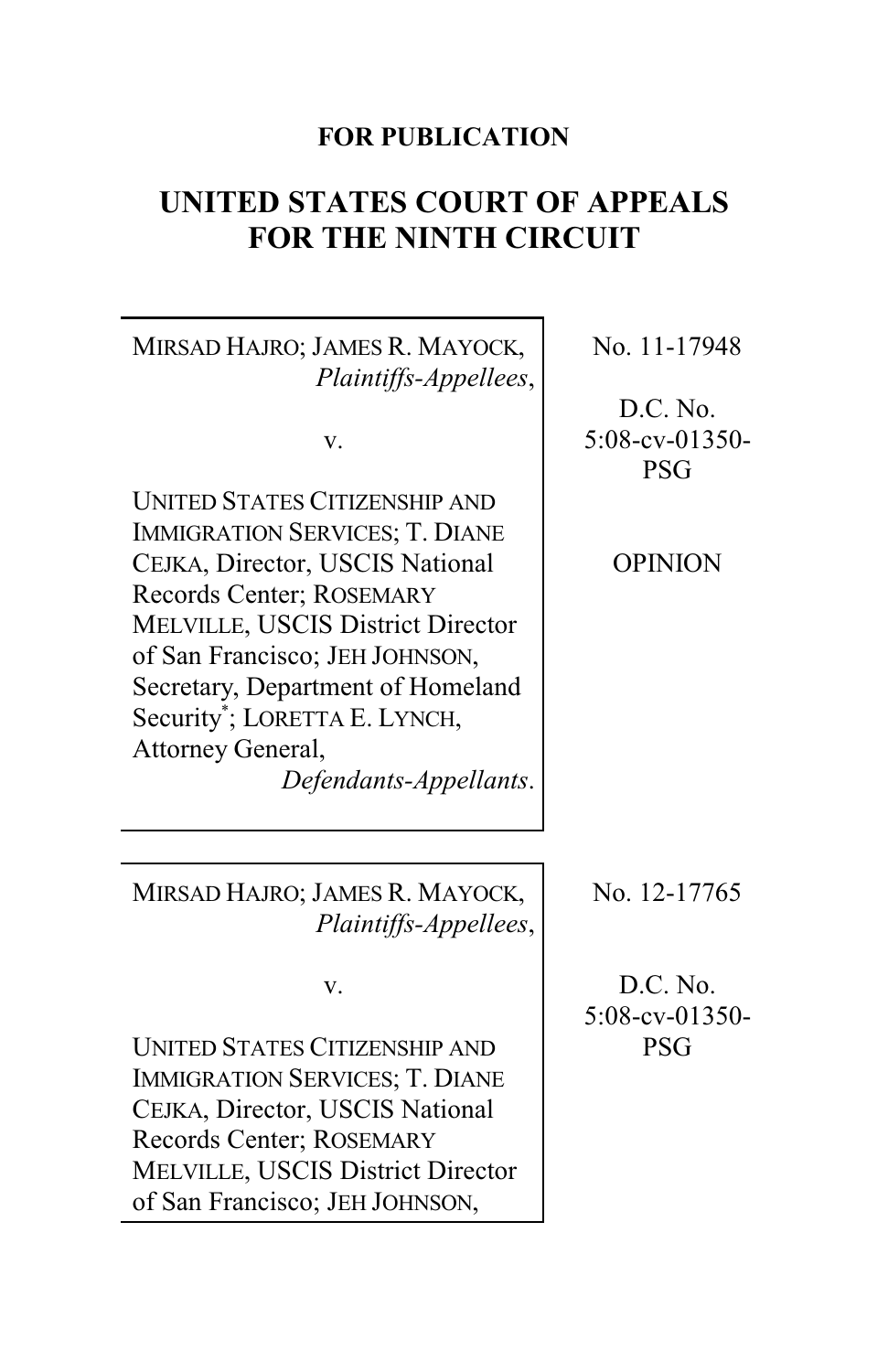**FOR PUBLICATION**

# UNITED STATES COURT OF APPEALS FOR THE NINTH CIRCUIT

| | |
|---|---|
| MIRSAD HAJRO; JAMES R. MAYOCK, *Plaintiffs-Appellees*,<br><br>v.<br><br>UNITED STATES CITIZENSHIP AND IMMIGRATION SERVICES; T. DIANE CEJKA, Director, USCIS National Records Center; ROSEMARY MELVILLE, USCIS District Director of San Francisco; JEH JOHNSON, Secretary, Department of Homeland Security*; LORETTA E. LYNCH, Attorney General, *Defendants-Appellants*. | No. 11-17948<br><br>D.C. No. 5:08-cv-01350-PSG<br><br>OPINION |
| MIRSAD HAJRO; JAMES R. MAYOCK, *Plaintiffs-Appellees*,<br><br>v.<br><br>UNITED STATES CITIZENSHIP AND IMMIGRATION SERVICES; T. DIANE CEJKA, Director, USCIS National Records Center; ROSEMARY MELVILLE, USCIS District Director of San Francisco; JEH JOHNSON, | No. 12-17765<br><br>D.C. No. 5:08-cv-01350-PSG |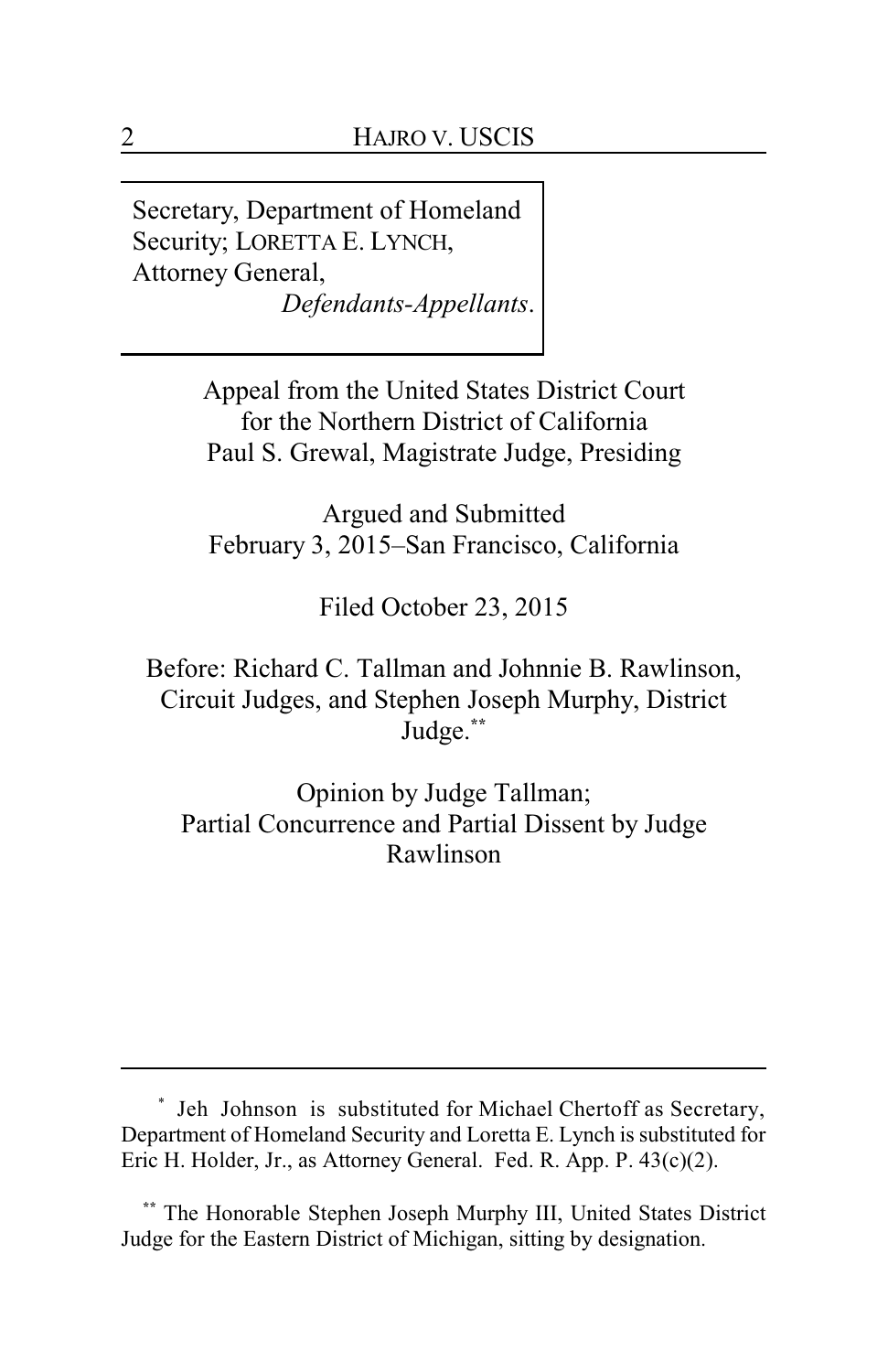Secretary, Department of Homeland Security; LORETTA E. LYNCH, Attorney General,
*Defendants-Appellants*.

Appeal from the United States District Court
for the Northern District of California
Paul S. Grewal, Magistrate Judge, Presiding

Argued and Submitted
February 3, 2015–San Francisco, California

Filed October 23, 2015

Before: Richard C. Tallman and Johnnie B. Rawlinson, Circuit Judges, and Stephen Joseph Murphy, District Judge.[**]

Opinion by Judge Tallman;
Partial Concurrence and Partial Dissent by Judge Rawlinson

---

[*] Jeh Johnson is substituted for Michael Chertoff as Secretary, Department of Homeland Security and Loretta E. Lynch is substituted for Eric H. Holder, Jr., as Attorney General. Fed. R. App. P. 43(c)(2).

[**] The Honorable Stephen Joseph Murphy III, United States District Judge for the Eastern District of Michigan, sitting by designation.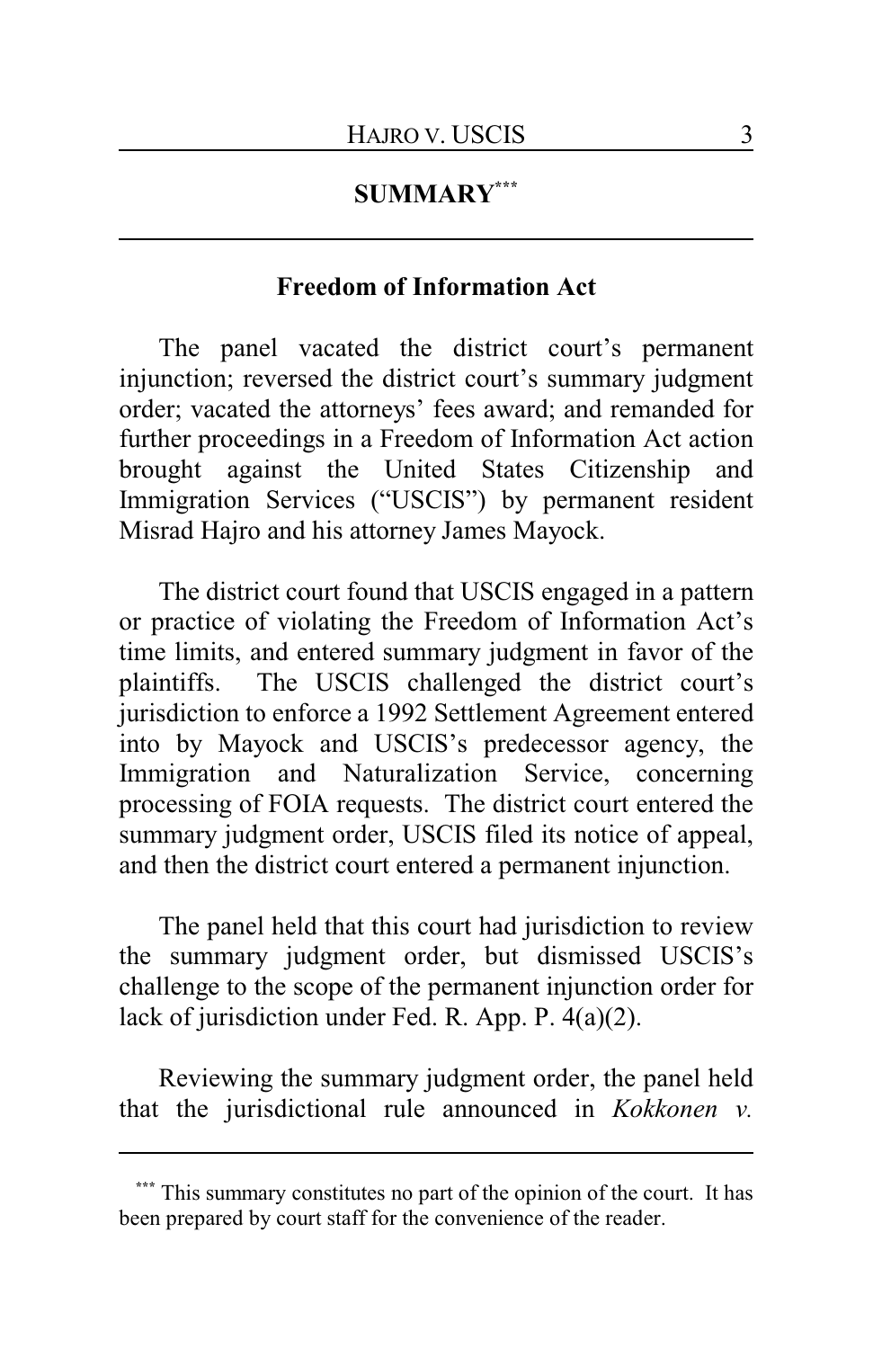## SUMMARY[***]

### Freedom of Information Act

The panel vacated the district court's permanent injunction; reversed the district court's summary judgment order; vacated the attorneys' fees award; and remanded for further proceedings in a Freedom of Information Act action brought against the United States Citizenship and Immigration Services ("USCIS") by permanent resident Misrad Hajro and his attorney James Mayock.

The district court found that USCIS engaged in a pattern or practice of violating the Freedom of Information Act's time limits, and entered summary judgment in favor of the plaintiffs. The USCIS challenged the district court's jurisdiction to enforce a 1992 Settlement Agreement entered into by Mayock and USCIS's predecessor agency, the Immigration and Naturalization Service, concerning processing of FOIA requests. The district court entered the summary judgment order, USCIS filed its notice of appeal, and then the district court entered a permanent injunction.

The panel held that this court had jurisdiction to review the summary judgment order, but dismissed USCIS's challenge to the scope of the permanent injunction order for lack of jurisdiction under Fed. R. App. P. 4(a)(2).

Reviewing the summary judgment order, the panel held that the jurisdictional rule announced in *Kokkonen v.*

---

[***] This summary constitutes no part of the opinion of the court. It has been prepared by court staff for the convenience of the reader.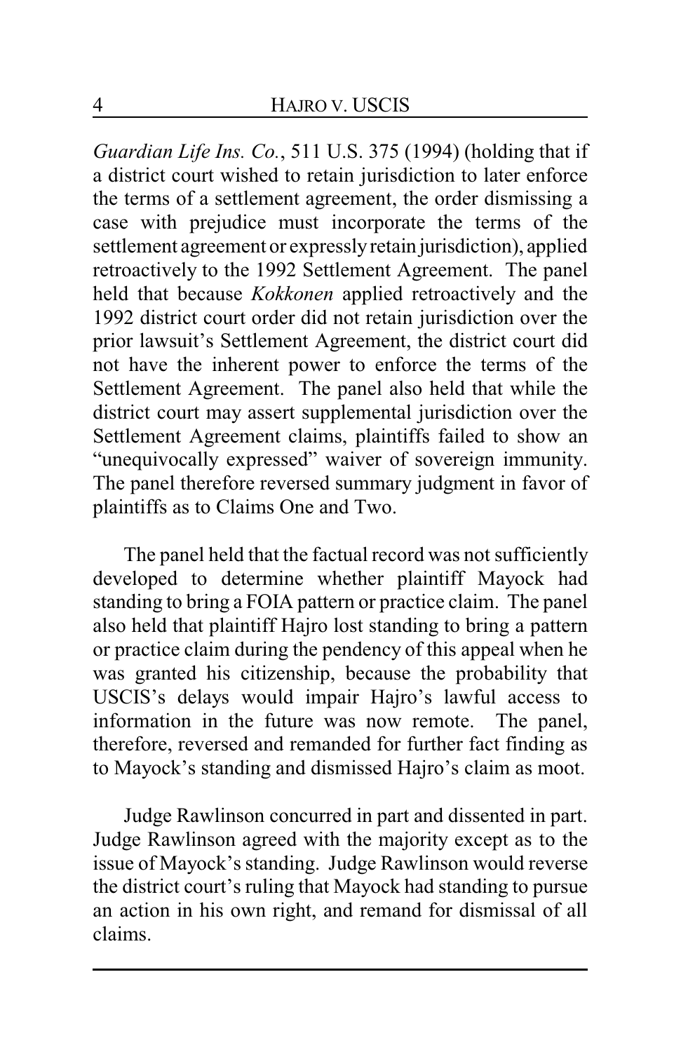*Guardian Life Ins. Co.*, 511 U.S. 375 (1994) (holding that if a district court wished to retain jurisdiction to later enforce the terms of a settlement agreement, the order dismissing a case with prejudice must incorporate the terms of the settlement agreement or expressly retain jurisdiction), applied retroactively to the 1992 Settlement Agreement. The panel held that because *Kokkonen* applied retroactively and the 1992 district court order did not retain jurisdiction over the prior lawsuit's Settlement Agreement, the district court did not have the inherent power to enforce the terms of the Settlement Agreement. The panel also held that while the district court may assert supplemental jurisdiction over the Settlement Agreement claims, plaintiffs failed to show an "unequivocally expressed" waiver of sovereign immunity. The panel therefore reversed summary judgment in favor of plaintiffs as to Claims One and Two.

The panel held that the factual record was not sufficiently developed to determine whether plaintiff Mayock had standing to bring a FOIA pattern or practice claim. The panel also held that plaintiff Hajro lost standing to bring a pattern or practice claim during the pendency of this appeal when he was granted his citizenship, because the probability that USCIS's delays would impair Hajro's lawful access to information in the future was now remote. The panel, therefore, reversed and remanded for further fact finding as to Mayock's standing and dismissed Hajro's claim as moot.

Judge Rawlinson concurred in part and dissented in part. Judge Rawlinson agreed with the majority except as to the issue of Mayock's standing. Judge Rawlinson would reverse the district court's ruling that Mayock had standing to pursue an action in his own right, and remand for dismissal of all claims.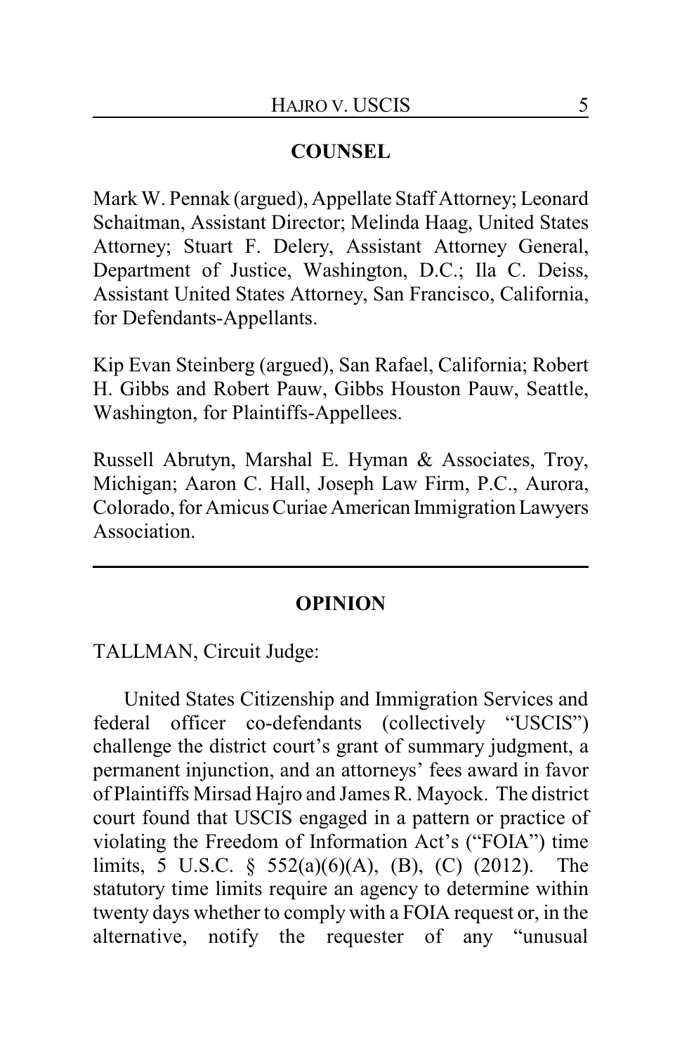## COUNSEL

Mark W. Pennak (argued), Appellate Staff Attorney; Leonard Schaitman, Assistant Director; Melinda Haag, United States Attorney; Stuart F. Delery, Assistant Attorney General, Department of Justice, Washington, D.C.; Ila C. Deiss, Assistant United States Attorney, San Francisco, California, for Defendants-Appellants.

Kip Evan Steinberg (argued), San Rafael, California; Robert H. Gibbs and Robert Pauw, Gibbs Houston Pauw, Seattle, Washington, for Plaintiffs-Appellees.

Russell Abrutyn, Marshal E. Hyman & Associates, Troy, Michigan; Aaron C. Hall, Joseph Law Firm, P.C., Aurora, Colorado, for Amicus Curiae American Immigration Lawyers Association.

---

## OPINION

TALLMAN, Circuit Judge:

United States Citizenship and Immigration Services and federal officer co-defendants (collectively "USCIS") challenge the district court's grant of summary judgment, a permanent injunction, and an attorneys' fees award in favor of Plaintiffs Mirsad Hajro and James R. Mayock. The district court found that USCIS engaged in a pattern or practice of violating the Freedom of Information Act's ("FOIA") time limits, 5 U.S.C. § 552(a)(6)(A), (B), (C) (2012). The statutory time limits require an agency to determine within twenty days whether to comply with a FOIA request or, in the alternative, notify the requester of any "unusual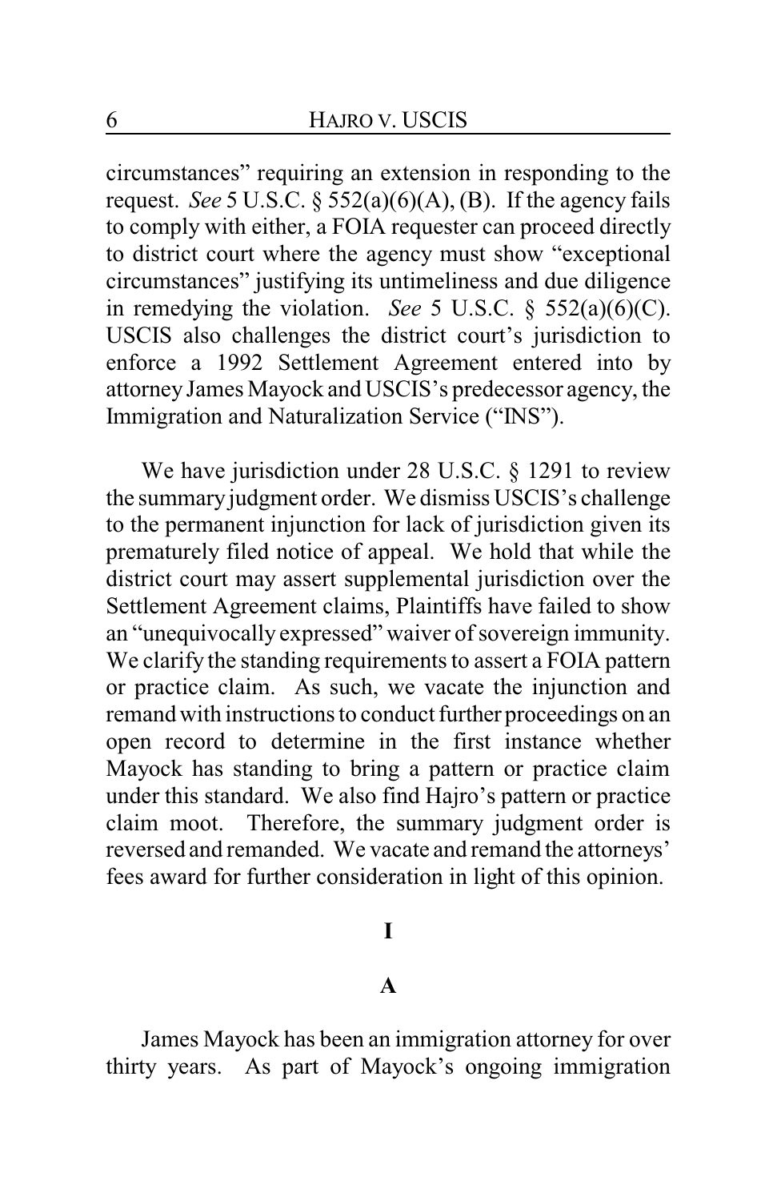circumstances" requiring an extension in responding to the request. *See* 5 U.S.C. § 552(a)(6)(A), (B). If the agency fails to comply with either, a FOIA requester can proceed directly to district court where the agency must show "exceptional circumstances" justifying its untimeliness and due diligence in remedying the violation. *See* 5 U.S.C. § 552(a)(6)(C). USCIS also challenges the district court's jurisdiction to enforce a 1992 Settlement Agreement entered into by attorney James Mayock and USCIS's predecessor agency, the Immigration and Naturalization Service ("INS").

We have jurisdiction under 28 U.S.C. § 1291 to review the summary judgment order. We dismiss USCIS's challenge to the permanent injunction for lack of jurisdiction given its prematurely filed notice of appeal. We hold that while the district court may assert supplemental jurisdiction over the Settlement Agreement claims, Plaintiffs have failed to show an "unequivocally expressed" waiver of sovereign immunity. We clarify the standing requirements to assert a FOIA pattern or practice claim. As such, we vacate the injunction and remand with instructions to conduct further proceedings on an open record to determine in the first instance whether Mayock has standing to bring a pattern or practice claim under this standard. We also find Hajro's pattern or practice claim moot. Therefore, the summary judgment order is reversed and remanded. We vacate and remand the attorneys' fees award for further consideration in light of this opinion.

# I

## A

James Mayock has been an immigration attorney for over thirty years. As part of Mayock's ongoing immigration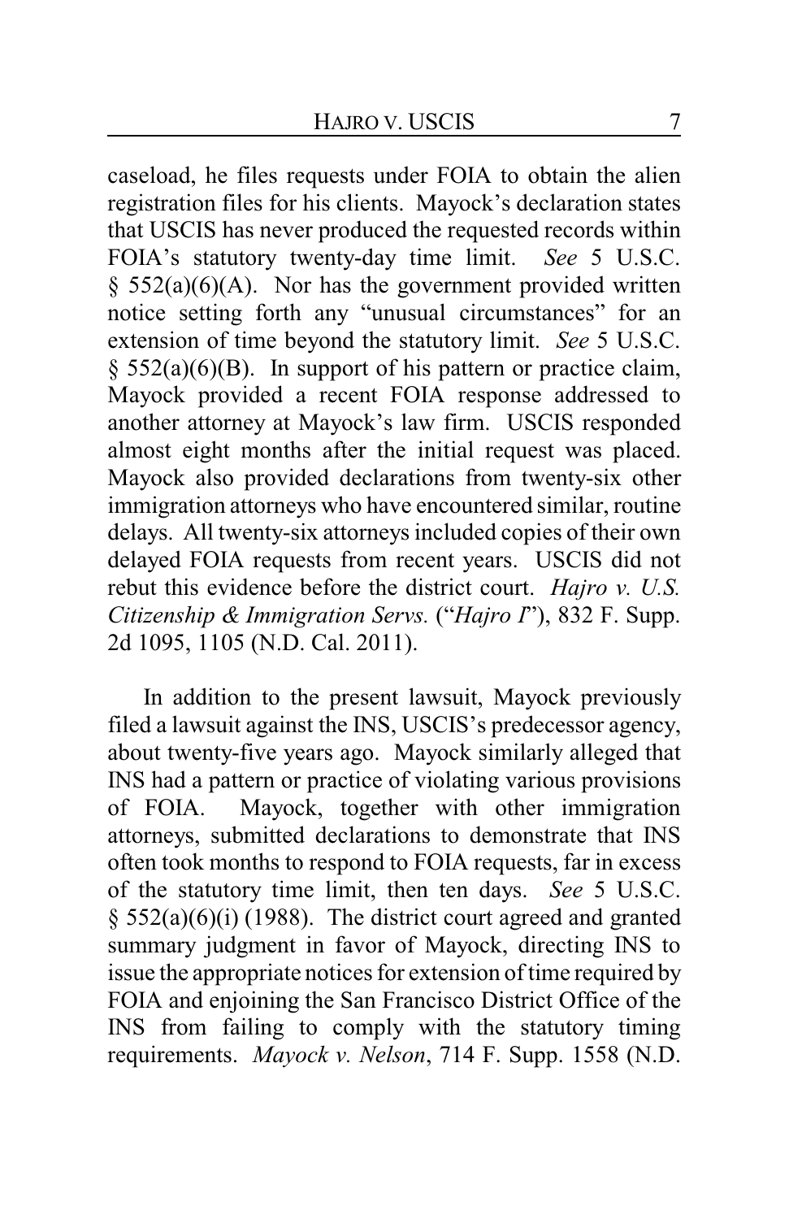caseload, he files requests under FOIA to obtain the alien registration files for his clients. Mayock's declaration states that USCIS has never produced the requested records within FOIA's statutory twenty-day time limit. *See* 5 U.S.C. § 552(a)(6)(A). Nor has the government provided written notice setting forth any "unusual circumstances" for an extension of time beyond the statutory limit. *See* 5 U.S.C. § 552(a)(6)(B). In support of his pattern or practice claim, Mayock provided a recent FOIA response addressed to another attorney at Mayock's law firm. USCIS responded almost eight months after the initial request was placed. Mayock also provided declarations from twenty-six other immigration attorneys who have encountered similar, routine delays. All twenty-six attorneys included copies of their own delayed FOIA requests from recent years. USCIS did not rebut this evidence before the district court. *Hajro v. U.S. Citizenship & Immigration Servs.* ("*Hajro I*"), 832 F. Supp. 2d 1095, 1105 (N.D. Cal. 2011).

In addition to the present lawsuit, Mayock previously filed a lawsuit against the INS, USCIS's predecessor agency, about twenty-five years ago. Mayock similarly alleged that INS had a pattern or practice of violating various provisions of FOIA. Mayock, together with other immigration attorneys, submitted declarations to demonstrate that INS often took months to respond to FOIA requests, far in excess of the statutory time limit, then ten days. *See* 5 U.S.C. § 552(a)(6)(i) (1988). The district court agreed and granted summary judgment in favor of Mayock, directing INS to issue the appropriate notices for extension of time required by FOIA and enjoining the San Francisco District Office of the INS from failing to comply with the statutory timing requirements. *Mayock v. Nelson*, 714 F. Supp. 1558 (N.D.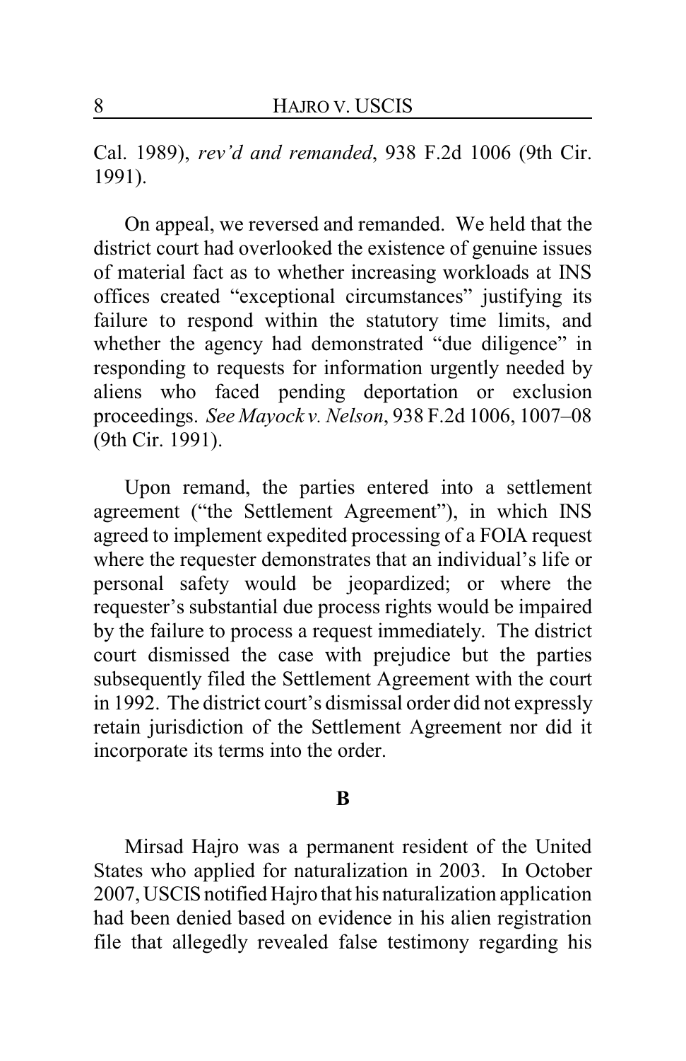Cal. 1989), *rev'd and remanded*, 938 F.2d 1006 (9th Cir. 1991).

On appeal, we reversed and remanded. We held that the district court had overlooked the existence of genuine issues of material fact as to whether increasing workloads at INS offices created "exceptional circumstances" justifying its failure to respond within the statutory time limits, and whether the agency had demonstrated "due diligence" in responding to requests for information urgently needed by aliens who faced pending deportation or exclusion proceedings. *See Mayock v. Nelson*, 938 F.2d 1006, 1007–08 (9th Cir. 1991).

Upon remand, the parties entered into a settlement agreement ("the Settlement Agreement"), in which INS agreed to implement expedited processing of a FOIA request where the requester demonstrates that an individual's life or personal safety would be jeopardized; or where the requester's substantial due process rights would be impaired by the failure to process a request immediately. The district court dismissed the case with prejudice but the parties subsequently filed the Settlement Agreement with the court in 1992. The district court's dismissal order did not expressly retain jurisdiction of the Settlement Agreement nor did it incorporate its terms into the order.

### B

Mirsad Hajro was a permanent resident of the United States who applied for naturalization in 2003. In October 2007, USCIS notified Hajro that his naturalization application had been denied based on evidence in his alien registration file that allegedly revealed false testimony regarding his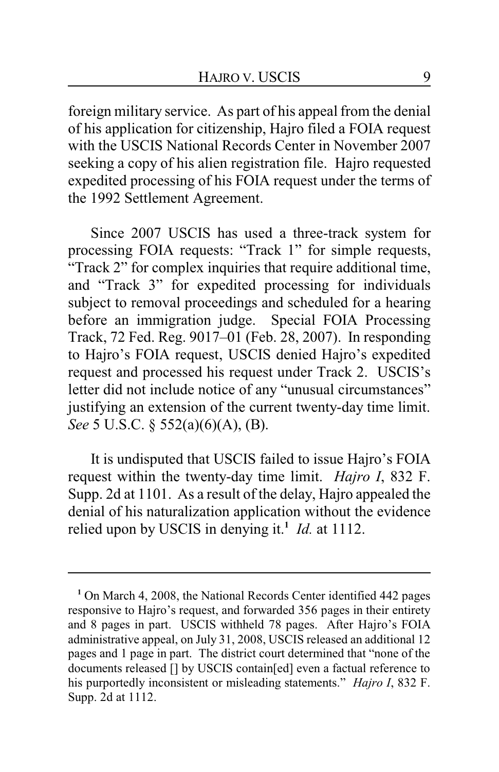foreign military service. As part of his appeal from the denial of his application for citizenship, Hajro filed a FOIA request with the USCIS National Records Center in November 2007 seeking a copy of his alien registration file. Hajro requested expedited processing of his FOIA request under the terms of the 1992 Settlement Agreement.

Since 2007 USCIS has used a three-track system for processing FOIA requests: "Track 1" for simple requests, "Track 2" for complex inquiries that require additional time, and "Track 3" for expedited processing for individuals subject to removal proceedings and scheduled for a hearing before an immigration judge. Special FOIA Processing Track, 72 Fed. Reg. 9017–01 (Feb. 28, 2007). In responding to Hajro's FOIA request, USCIS denied Hajro's expedited request and processed his request under Track 2. USCIS's letter did not include notice of any "unusual circumstances" justifying an extension of the current twenty-day time limit. *See* 5 U.S.C. § 552(a)(6)(A), (B).

It is undisputed that USCIS failed to issue Hajro's FOIA request within the twenty-day time limit. *Hajro I*, 832 F. Supp. 2d at 1101. As a result of the delay, Hajro appealed the denial of his naturalization application without the evidence relied upon by USCIS in denying it.[1] *Id.* at 1112.

---

[1] On March 4, 2008, the National Records Center identified 442 pages responsive to Hajro's request, and forwarded 356 pages in their entirety and 8 pages in part. USCIS withheld 78 pages. After Hajro's FOIA administrative appeal, on July 31, 2008, USCIS released an additional 12 pages and 1 page in part. The district court determined that "none of the documents released [] by USCIS contain[ed] even a factual reference to his purportedly inconsistent or misleading statements." *Hajro I*, 832 F. Supp. 2d at 1112.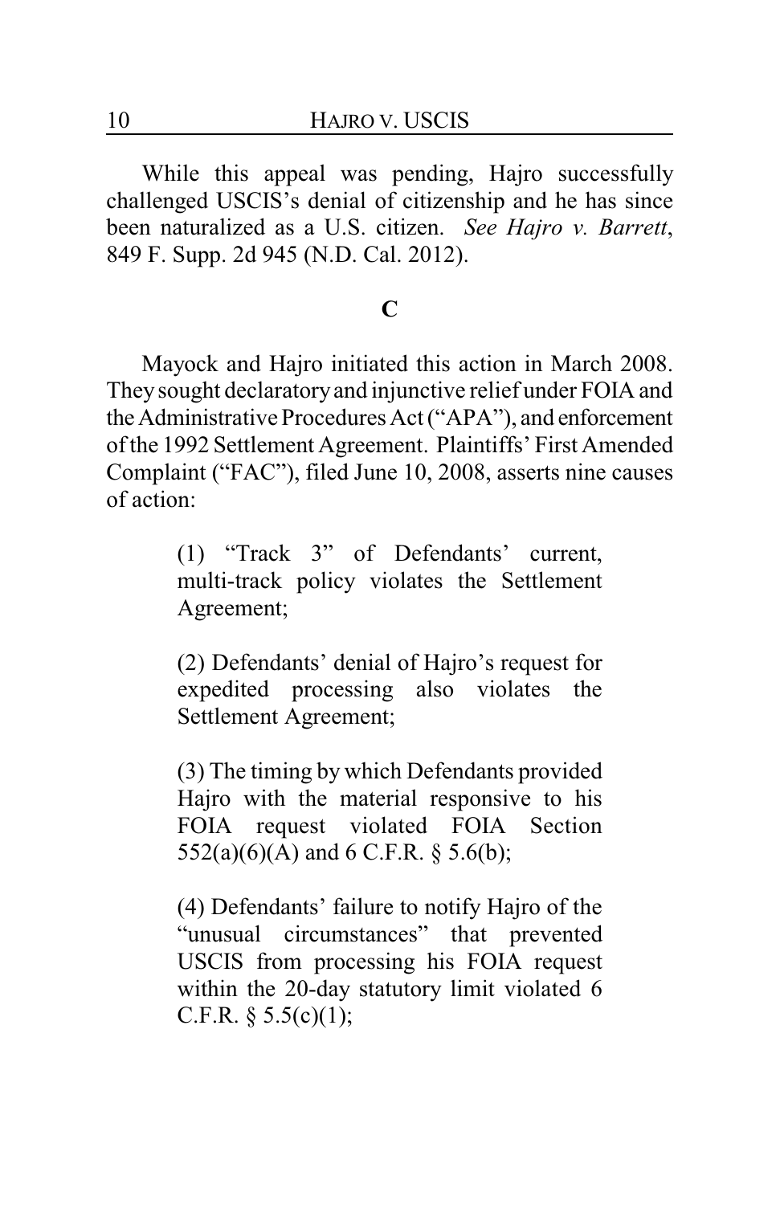While this appeal was pending, Hajro successfully challenged USCIS's denial of citizenship and he has since been naturalized as a U.S. citizen. *See Hajro v. Barrett*, 849 F. Supp. 2d 945 (N.D. Cal. 2012).

### C

Mayock and Hajro initiated this action in March 2008. They sought declaratory and injunctive relief under FOIA and the Administrative Procedures Act ("APA"), and enforcement of the 1992 Settlement Agreement. Plaintiffs' First Amended Complaint ("FAC"), filed June 10, 2008, asserts nine causes of action:

> (1) "Track 3" of Defendants' current, multi-track policy violates the Settlement Agreement;
>
> (2) Defendants' denial of Hajro's request for expedited processing also violates the Settlement Agreement;
>
> (3) The timing by which Defendants provided Hajro with the material responsive to his FOIA request violated FOIA Section 552(a)(6)(A) and 6 C.F.R. § 5.6(b);
>
> (4) Defendants' failure to notify Hajro of the "unusual circumstances" that prevented USCIS from processing his FOIA request within the 20-day statutory limit violated 6 C.F.R. § 5.5(c)(1);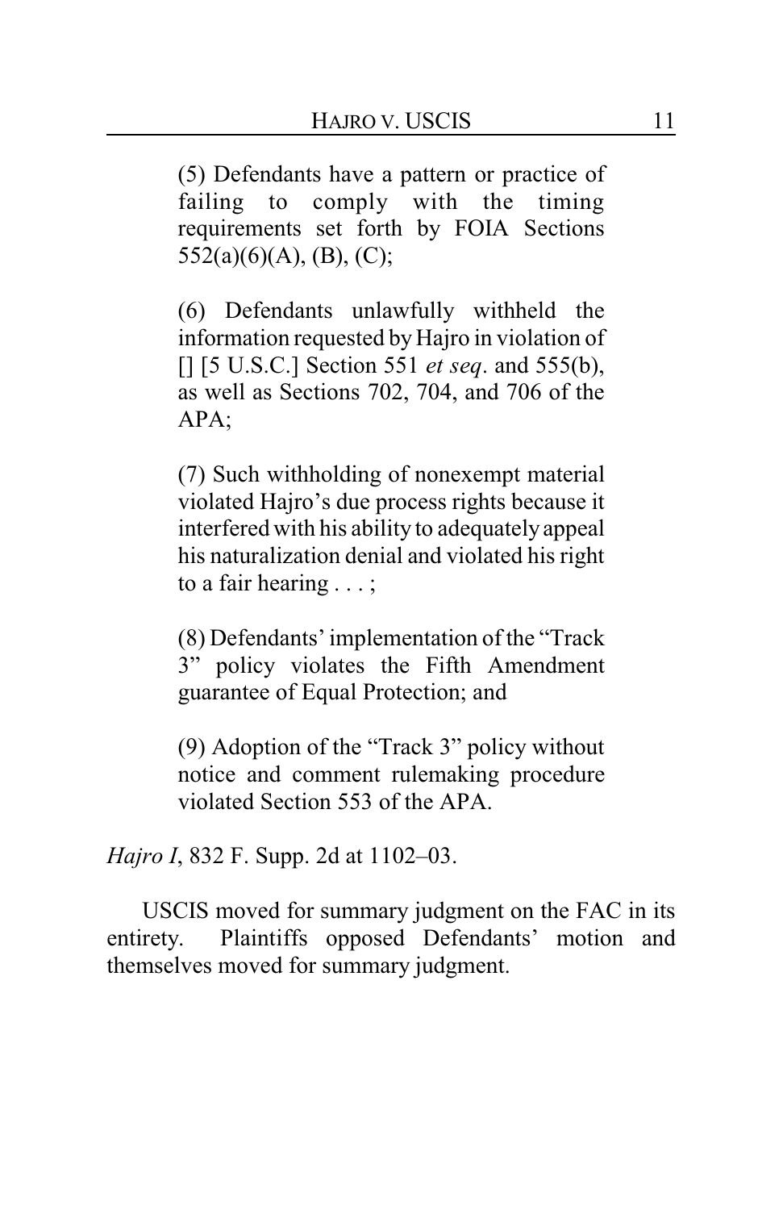> (5) Defendants have a pattern or practice of failing to comply with the timing requirements set forth by FOIA Sections 552(a)(6)(A), (B), (C);
>
> (6) Defendants unlawfully withheld the information requested by Hajro in violation of [] [5 U.S.C.] Section 551 *et seq*. and 555(b), as well as Sections 702, 704, and 706 of the APA;
>
> (7) Such withholding of nonexempt material violated Hajro's due process rights because it interfered with his ability to adequately appeal his naturalization denial and violated his right to a fair hearing . . . ;
>
> (8) Defendants' implementation of the "Track 3" policy violates the Fifth Amendment guarantee of Equal Protection; and
>
> (9) Adoption of the "Track 3" policy without notice and comment rulemaking procedure violated Section 553 of the APA.

*Hajro I*, 832 F. Supp. 2d at 1102–03.

USCIS moved for summary judgment on the FAC in its entirety. Plaintiffs opposed Defendants' motion and themselves moved for summary judgment.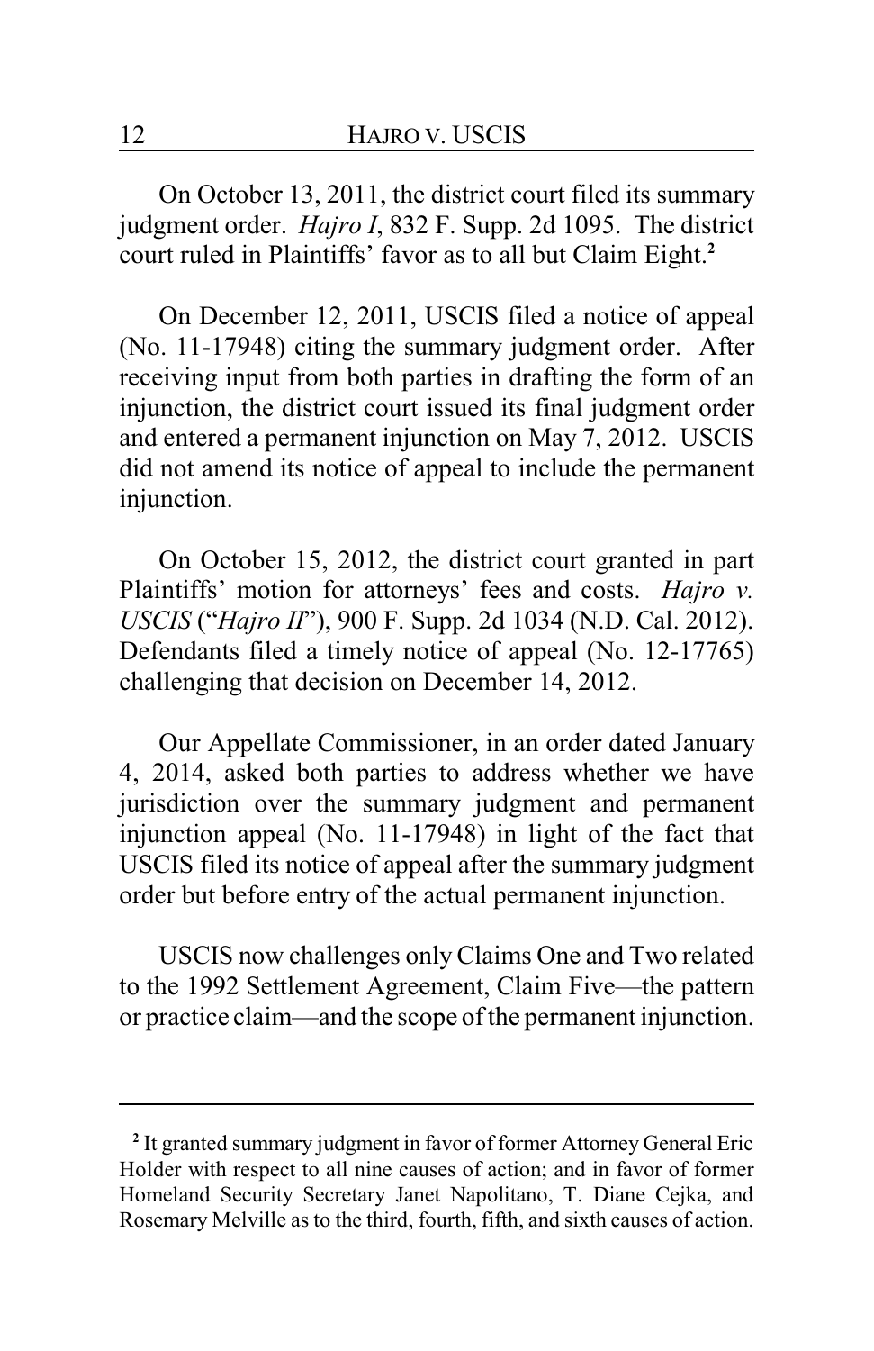On October 13, 2011, the district court filed its summary judgment order. *Hajro I*, 832 F. Supp. 2d 1095. The district court ruled in Plaintiffs' favor as to all but Claim Eight.[2]

On December 12, 2011, USCIS filed a notice of appeal (No. 11-17948) citing the summary judgment order. After receiving input from both parties in drafting the form of an injunction, the district court issued its final judgment order and entered a permanent injunction on May 7, 2012. USCIS did not amend its notice of appeal to include the permanent injunction.

On October 15, 2012, the district court granted in part Plaintiffs' motion for attorneys' fees and costs. *Hajro v. USCIS* ("*Hajro II*"), 900 F. Supp. 2d 1034 (N.D. Cal. 2012). Defendants filed a timely notice of appeal (No. 12-17765) challenging that decision on December 14, 2012.

Our Appellate Commissioner, in an order dated January 4, 2014, asked both parties to address whether we have jurisdiction over the summary judgment and permanent injunction appeal (No. 11-17948) in light of the fact that USCIS filed its notice of appeal after the summary judgment order but before entry of the actual permanent injunction.

USCIS now challenges only Claims One and Two related to the 1992 Settlement Agreement, Claim Five—the pattern or practice claim—and the scope of the permanent injunction.

---

[2] It granted summary judgment in favor of former Attorney General Eric Holder with respect to all nine causes of action; and in favor of former Homeland Security Secretary Janet Napolitano, T. Diane Cejka, and Rosemary Melville as to the third, fourth, fifth, and sixth causes of action.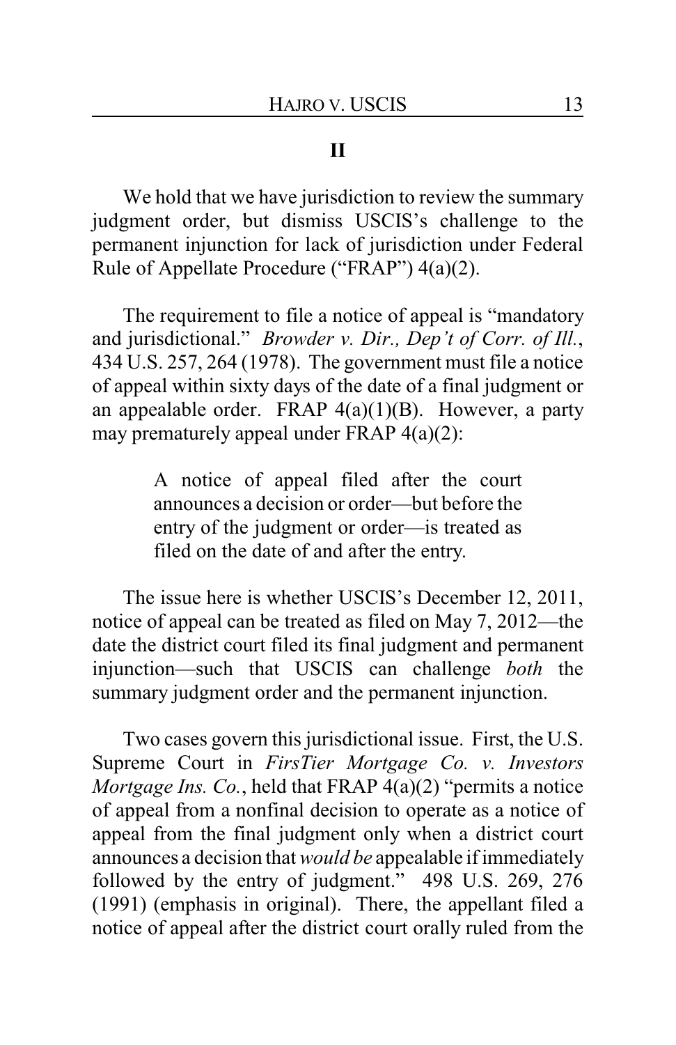## II

We hold that we have jurisdiction to review the summary judgment order, but dismiss USCIS's challenge to the permanent injunction for lack of jurisdiction under Federal Rule of Appellate Procedure ("FRAP") 4(a)(2).

The requirement to file a notice of appeal is "mandatory and jurisdictional." *Browder v. Dir., Dep't of Corr. of Ill.*, 434 U.S. 257, 264 (1978). The government must file a notice of appeal within sixty days of the date of a final judgment or an appealable order. FRAP 4(a)(1)(B). However, a party may prematurely appeal under FRAP 4(a)(2):

> A notice of appeal filed after the court announces a decision or order—but before the entry of the judgment or order—is treated as filed on the date of and after the entry.

The issue here is whether USCIS's December 12, 2011, notice of appeal can be treated as filed on May 7, 2012—the date the district court filed its final judgment and permanent injunction—such that USCIS can challenge *both* the summary judgment order and the permanent injunction.

Two cases govern this jurisdictional issue. First, the U.S. Supreme Court in *FirsTier Mortgage Co. v. Investors Mortgage Ins. Co.*, held that FRAP 4(a)(2) "permits a notice of appeal from a nonfinal decision to operate as a notice of appeal from the final judgment only when a district court announces a decision that *would be* appealable if immediately followed by the entry of judgment." 498 U.S. 269, 276 (1991) (emphasis in original). There, the appellant filed a notice of appeal after the district court orally ruled from the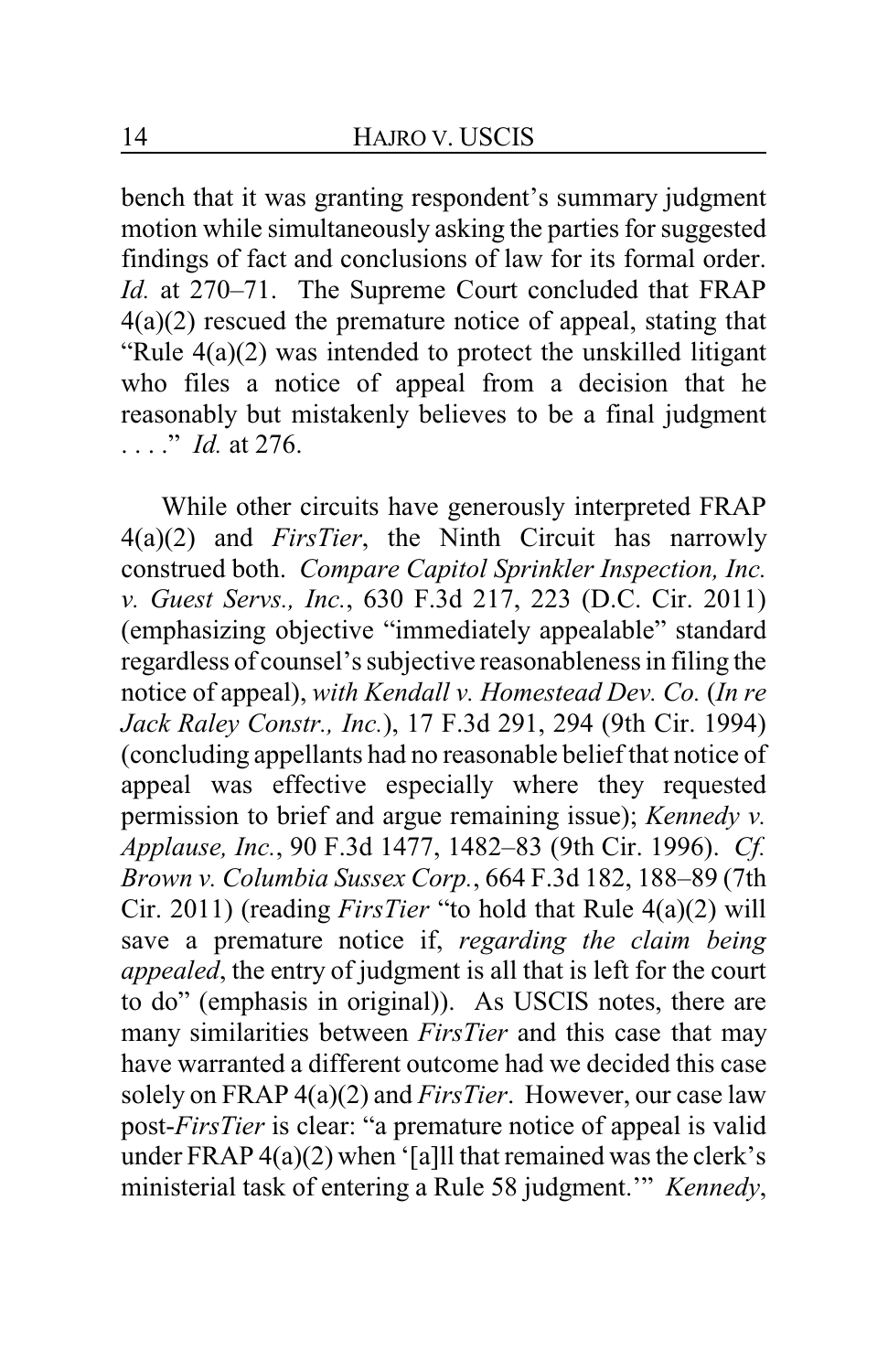bench that it was granting respondent's summary judgment motion while simultaneously asking the parties for suggested findings of fact and conclusions of law for its formal order. *Id.* at 270–71. The Supreme Court concluded that FRAP 4(a)(2) rescued the premature notice of appeal, stating that "Rule 4(a)(2) was intended to protect the unskilled litigant who files a notice of appeal from a decision that he reasonably but mistakenly believes to be a final judgment . . . ." *Id.* at 276.

While other circuits have generously interpreted FRAP 4(a)(2) and *FirsTier*, the Ninth Circuit has narrowly construed both. *Compare Capitol Sprinkler Inspection, Inc. v. Guest Servs., Inc.*, 630 F.3d 217, 223 (D.C. Cir. 2011) (emphasizing objective "immediately appealable" standard regardless of counsel's subjective reasonableness in filing the notice of appeal), *with Kendall v. Homestead Dev. Co.* (*In re Jack Raley Constr., Inc.*), 17 F.3d 291, 294 (9th Cir. 1994) (concluding appellants had no reasonable belief that notice of appeal was effective especially where they requested permission to brief and argue remaining issue); *Kennedy v. Applause, Inc.*, 90 F.3d 1477, 1482–83 (9th Cir. 1996). *Cf. Brown v. Columbia Sussex Corp.*, 664 F.3d 182, 188–89 (7th Cir. 2011) (reading *FirsTier* "to hold that Rule 4(a)(2) will save a premature notice if, *regarding the claim being appealed*, the entry of judgment is all that is left for the court to do" (emphasis in original)). As USCIS notes, there are many similarities between *FirsTier* and this case that may have warranted a different outcome had we decided this case solely on FRAP 4(a)(2) and *FirsTier*. However, our case law post-*FirsTier* is clear: "a premature notice of appeal is valid under FRAP 4(a)(2) when '[a]ll that remained was the clerk's ministerial task of entering a Rule 58 judgment.'" *Kennedy*,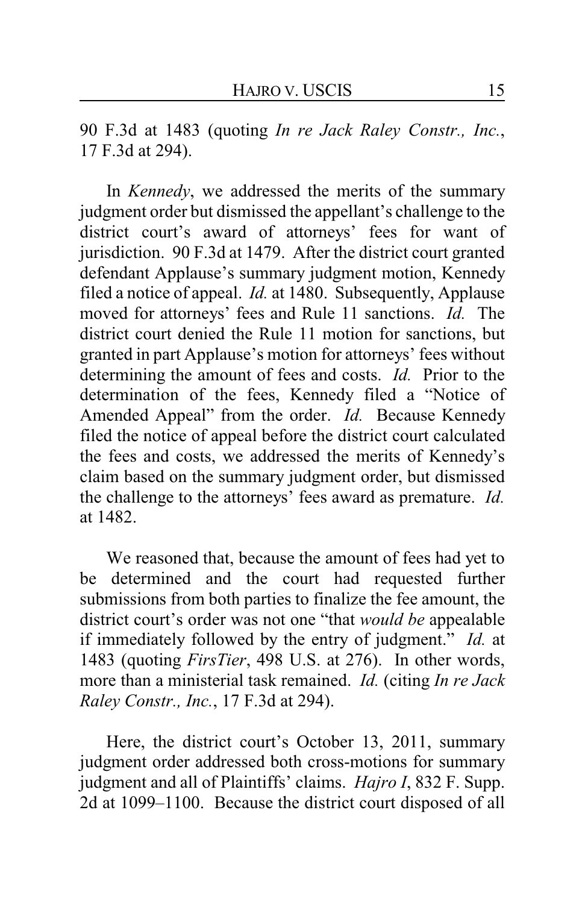90 F.3d at 1483 (quoting *In re Jack Raley Constr., Inc.*, 17 F.3d at 294).

In *Kennedy*, we addressed the merits of the summary judgment order but dismissed the appellant's challenge to the district court's award of attorneys' fees for want of jurisdiction. 90 F.3d at 1479. After the district court granted defendant Applause's summary judgment motion, Kennedy filed a notice of appeal. *Id.* at 1480. Subsequently, Applause moved for attorneys' fees and Rule 11 sanctions. *Id.* The district court denied the Rule 11 motion for sanctions, but granted in part Applause's motion for attorneys' fees without determining the amount of fees and costs. *Id.* Prior to the determination of the fees, Kennedy filed a "Notice of Amended Appeal" from the order. *Id.* Because Kennedy filed the notice of appeal before the district court calculated the fees and costs, we addressed the merits of Kennedy's claim based on the summary judgment order, but dismissed the challenge to the attorneys' fees award as premature. *Id.* at 1482.

We reasoned that, because the amount of fees had yet to be determined and the court had requested further submissions from both parties to finalize the fee amount, the district court's order was not one "that *would be* appealable if immediately followed by the entry of judgment." *Id.* at 1483 (quoting *FirsTier*, 498 U.S. at 276). In other words, more than a ministerial task remained. *Id.* (citing *In re Jack Raley Constr., Inc.*, 17 F.3d at 294).

Here, the district court's October 13, 2011, summary judgment order addressed both cross-motions for summary judgment and all of Plaintiffs' claims. *Hajro I*, 832 F. Supp. 2d at 1099–1100. Because the district court disposed of all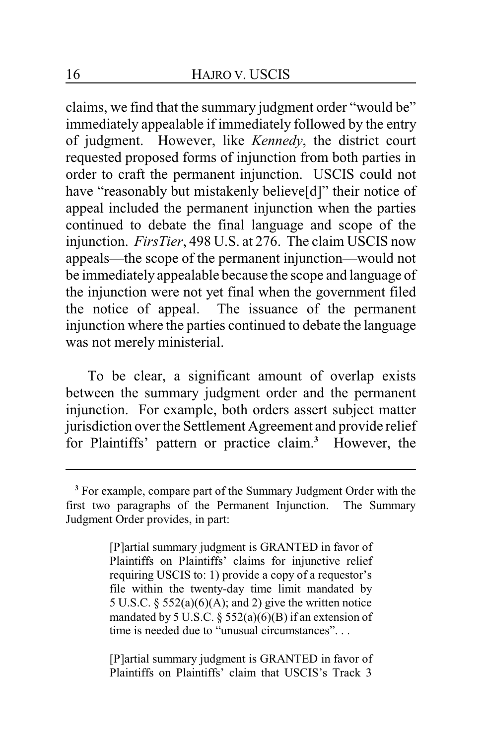claims, we find that the summary judgment order "would be" immediately appealable if immediately followed by the entry of judgment. However, like *Kennedy*, the district court requested proposed forms of injunction from both parties in order to craft the permanent injunction. USCIS could not have "reasonably but mistakenly believe[d]" their notice of appeal included the permanent injunction when the parties continued to debate the final language and scope of the injunction. *FirsTier*, 498 U.S. at 276. The claim USCIS now appeals—the scope of the permanent injunction—would not be immediately appealable because the scope and language of the injunction were not yet final when the government filed the notice of appeal. The issuance of the permanent injunction where the parties continued to debate the language was not merely ministerial.

To be clear, a significant amount of overlap exists between the summary judgment order and the permanent injunction. For example, both orders assert subject matter jurisdiction over the Settlement Agreement and provide relief for Plaintiffs' pattern or practice claim.[3] However, the

---

[3] For example, compare part of the Summary Judgment Order with the first two paragraphs of the Permanent Injunction. The Summary Judgment Order provides, in part:

> [P]artial summary judgment is GRANTED in favor of Plaintiffs on Plaintiffs' claims for injunctive relief requiring USCIS to: 1) provide a copy of a requestor's file within the twenty-day time limit mandated by 5 U.S.C. § 552(a)(6)(A); and 2) give the written notice mandated by 5 U.S.C. § 552(a)(6)(B) if an extension of time is needed due to "unusual circumstances". . .
>
> [P]artial summary judgment is GRANTED in favor of Plaintiffs on Plaintiffs' claim that USCIS's Track 3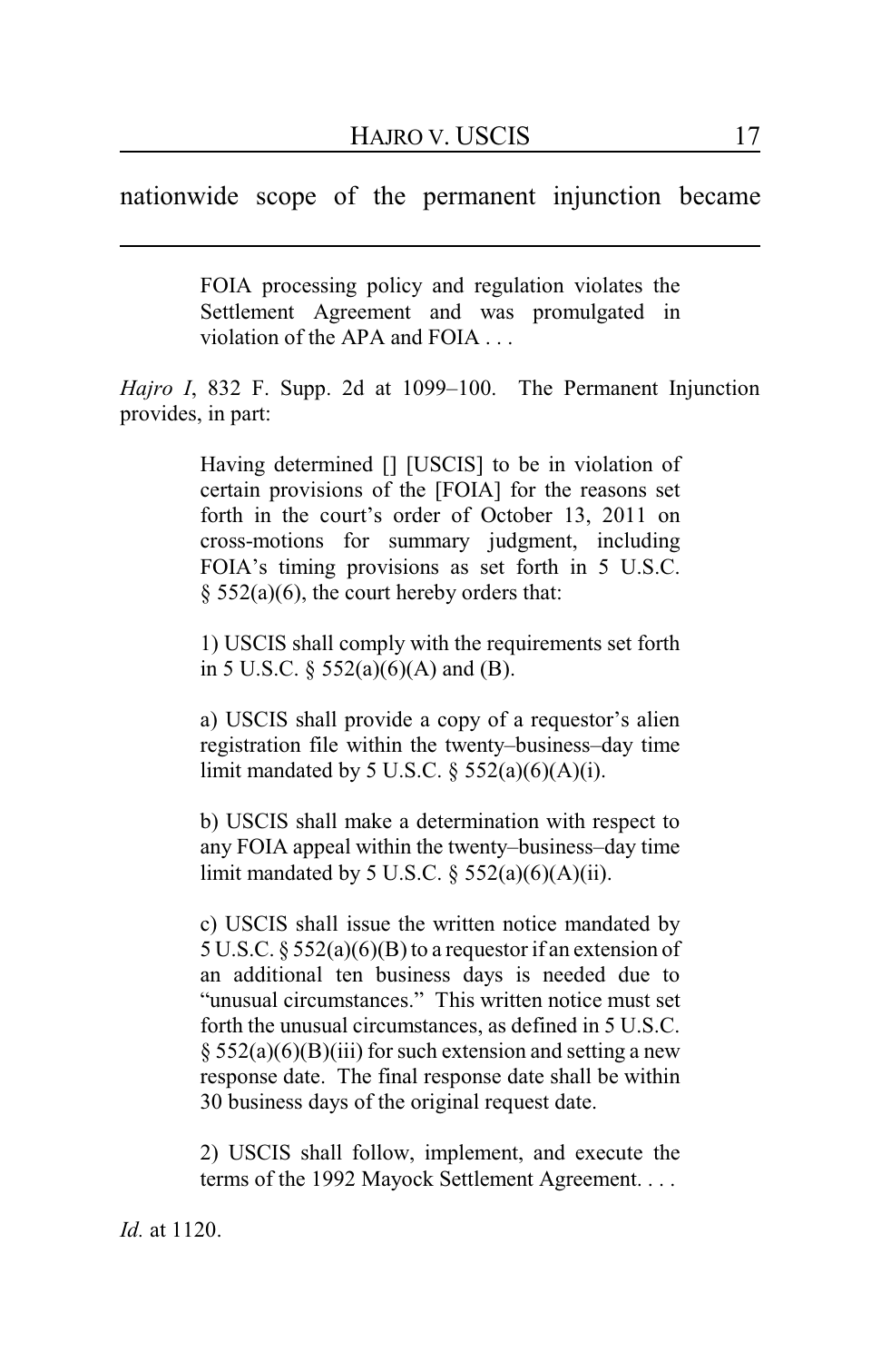nationwide scope of the permanent injunction became

> FOIA processing policy and regulation violates the Settlement Agreement and was promulgated in violation of the APA and FOIA . . .

*Hajro I*, 832 F. Supp. 2d at 1099–100. The Permanent Injunction provides, in part:

> Having determined [] [USCIS] to be in violation of certain provisions of the [FOIA] for the reasons set forth in the court's order of October 13, 2011 on cross-motions for summary judgment, including FOIA's timing provisions as set forth in 5 U.S.C. § 552(a)(6), the court hereby orders that:
>
> 1) USCIS shall comply with the requirements set forth in 5 U.S.C. § 552(a)(6)(A) and (B).
>
> a) USCIS shall provide a copy of a requestor's alien registration file within the twenty–business–day time limit mandated by 5 U.S.C. § 552(a)(6)(A)(i).
>
> b) USCIS shall make a determination with respect to any FOIA appeal within the twenty–business–day time limit mandated by 5 U.S.C. § 552(a)(6)(A)(ii).
>
> c) USCIS shall issue the written notice mandated by 5 U.S.C. § 552(a)(6)(B) to a requestor if an extension of an additional ten business days is needed due to "unusual circumstances." This written notice must set forth the unusual circumstances, as defined in 5 U.S.C. § 552(a)(6)(B)(iii) for such extension and setting a new response date. The final response date shall be within 30 business days of the original request date.
>
> 2) USCIS shall follow, implement, and execute the terms of the 1992 Mayock Settlement Agreement. . . .

*Id.* at 1120.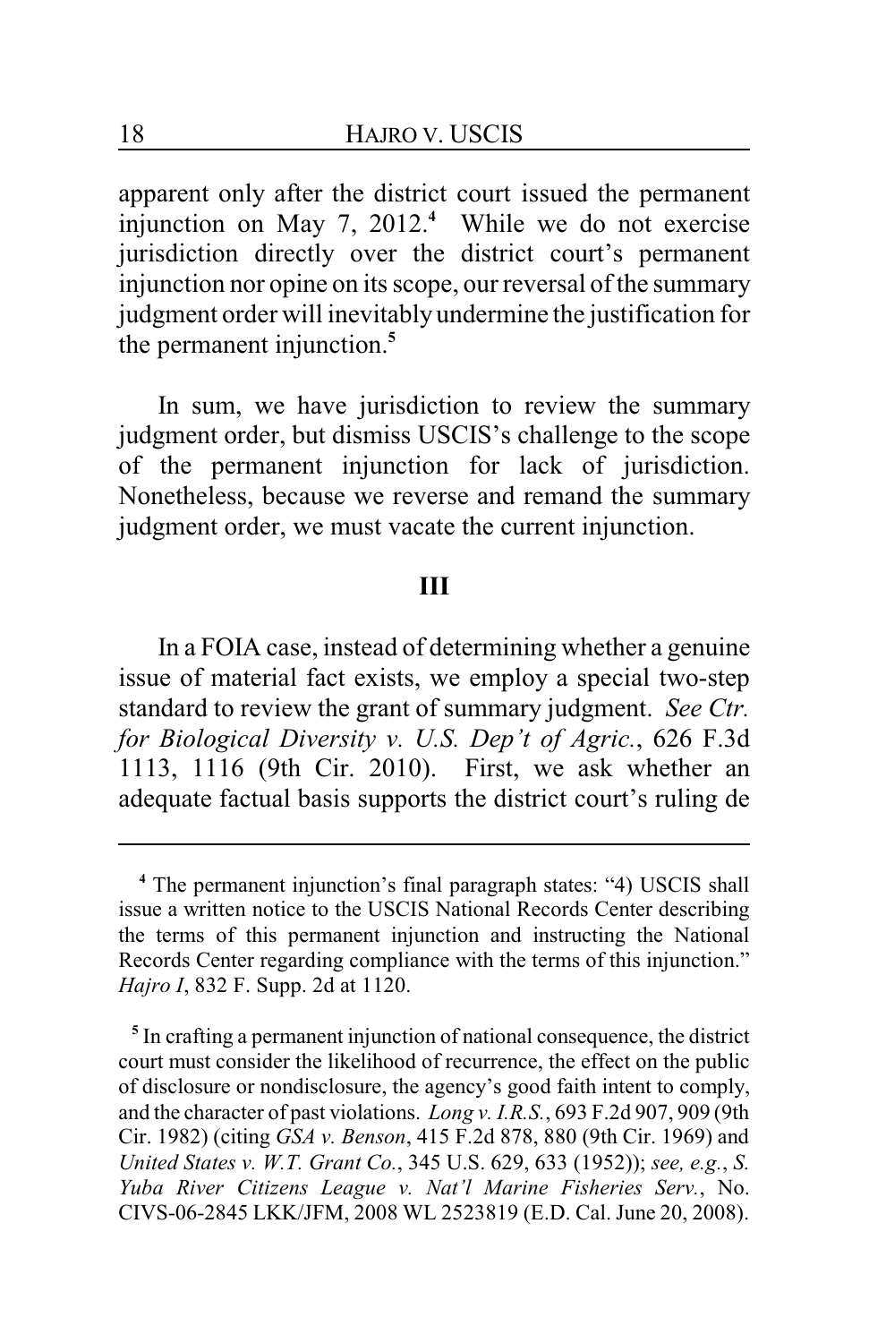apparent only after the district court issued the permanent injunction on May 7, 2012.[4] While we do not exercise jurisdiction directly over the district court's permanent injunction nor opine on its scope, our reversal of the summary judgment order will inevitably undermine the justification for the permanent injunction.[5]

In sum, we have jurisdiction to review the summary judgment order, but dismiss USCIS's challenge to the scope of the permanent injunction for lack of jurisdiction. Nonetheless, because we reverse and remand the summary judgment order, we must vacate the current injunction.

## III

In a FOIA case, instead of determining whether a genuine issue of material fact exists, we employ a special two-step standard to review the grant of summary judgment. *See Ctr. for Biological Diversity v. U.S. Dep't of Agric.*, 626 F.3d 1113, 1116 (9th Cir. 2010). First, we ask whether an adequate factual basis supports the district court's ruling de

---

[4] The permanent injunction's final paragraph states: "4) USCIS shall issue a written notice to the USCIS National Records Center describing the terms of this permanent injunction and instructing the National Records Center regarding compliance with the terms of this injunction." *Hajro I*, 832 F. Supp. 2d at 1120.

[5] In crafting a permanent injunction of national consequence, the district court must consider the likelihood of recurrence, the effect on the public of disclosure or nondisclosure, the agency's good faith intent to comply, and the character of past violations. *Long v. I.R.S.*, 693 F.2d 907, 909 (9th Cir. 1982) (citing *GSA v. Benson*, 415 F.2d 878, 880 (9th Cir. 1969) and *United States v. W.T. Grant Co.*, 345 U.S. 629, 633 (1952)); *see, e.g.*, *S. Yuba River Citizens League v. Nat'l Marine Fisheries Serv.*, No. CIVS-06-2845 LKK/JFM, 2008 WL 2523819 (E.D. Cal. June 20, 2008).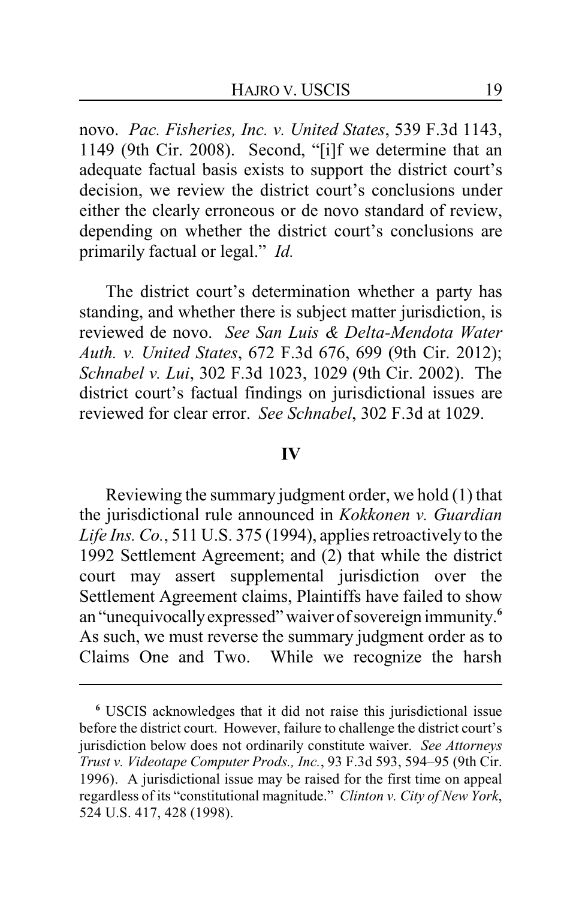novo. *Pac. Fisheries, Inc. v. United States*, 539 F.3d 1143, 1149 (9th Cir. 2008). Second, "[i]f we determine that an adequate factual basis exists to support the district court's decision, we review the district court's conclusions under either the clearly erroneous or de novo standard of review, depending on whether the district court's conclusions are primarily factual or legal." *Id.*

The district court's determination whether a party has standing, and whether there is subject matter jurisdiction, is reviewed de novo. *See San Luis & Delta-Mendota Water Auth. v. United States*, 672 F.3d 676, 699 (9th Cir. 2012); *Schnabel v. Lui*, 302 F.3d 1023, 1029 (9th Cir. 2002). The district court's factual findings on jurisdictional issues are reviewed for clear error. *See Schnabel*, 302 F.3d at 1029.

## IV

Reviewing the summary judgment order, we hold (1) that the jurisdictional rule announced in *Kokkonen v. Guardian Life Ins. Co.*, 511 U.S. 375 (1994), applies retroactively to the 1992 Settlement Agreement; and (2) that while the district court may assert supplemental jurisdiction over the Settlement Agreement claims, Plaintiffs have failed to show an "unequivocally expressed" waiver of sovereign immunity.[6] As such, we must reverse the summary judgment order as to Claims One and Two. While we recognize the harsh

---

[6] USCIS acknowledges that it did not raise this jurisdictional issue before the district court. However, failure to challenge the district court's jurisdiction below does not ordinarily constitute waiver. *See Attorneys Trust v. Videotape Computer Prods., Inc.*, 93 F.3d 593, 594–95 (9th Cir. 1996). A jurisdictional issue may be raised for the first time on appeal regardless of its "constitutional magnitude." *Clinton v. City of New York*, 524 U.S. 417, 428 (1998).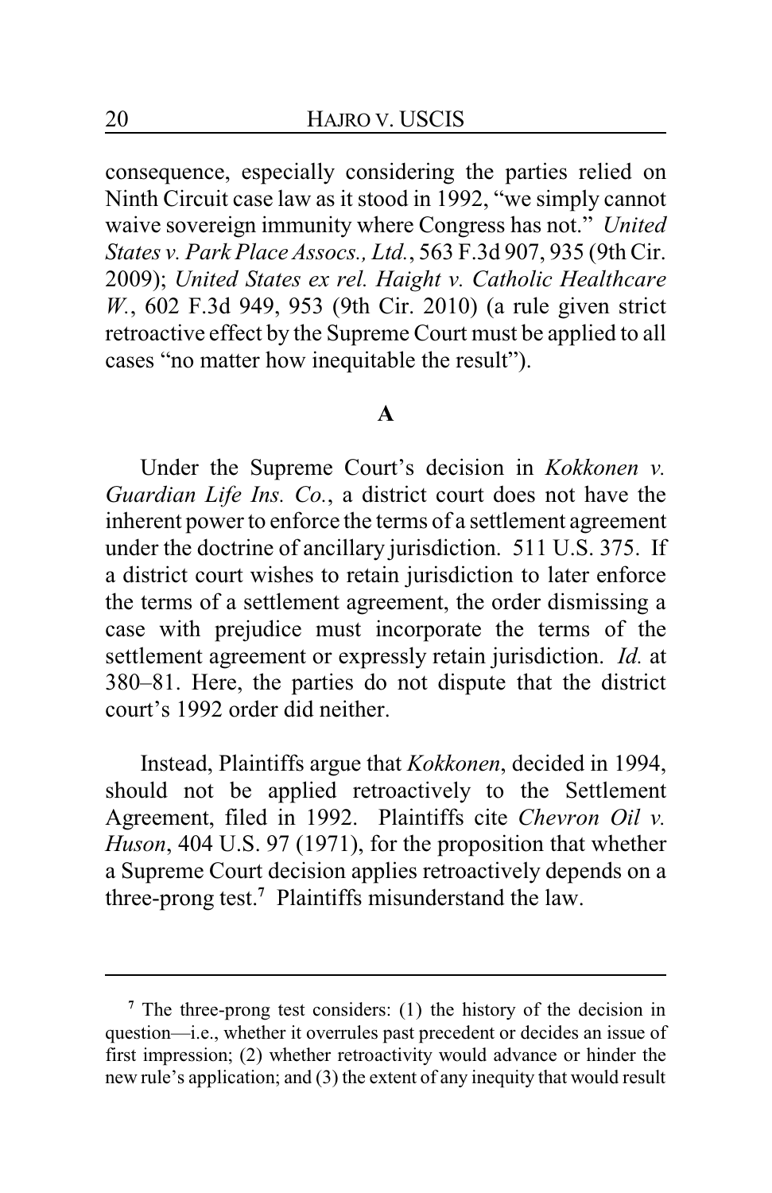consequence, especially considering the parties relied on Ninth Circuit case law as it stood in 1992, "we simply cannot waive sovereign immunity where Congress has not." *United States v. Park Place Assocs., Ltd.*, 563 F.3d 907, 935 (9th Cir. 2009); *United States ex rel. Haight v. Catholic Healthcare W.*, 602 F.3d 949, 953 (9th Cir. 2010) (a rule given strict retroactive effect by the Supreme Court must be applied to all cases "no matter how inequitable the result").

### A

Under the Supreme Court's decision in *Kokkonen v. Guardian Life Ins. Co.*, a district court does not have the inherent power to enforce the terms of a settlement agreement under the doctrine of ancillary jurisdiction. 511 U.S. 375. If a district court wishes to retain jurisdiction to later enforce the terms of a settlement agreement, the order dismissing a case with prejudice must incorporate the terms of the settlement agreement or expressly retain jurisdiction. *Id.* at 380–81. Here, the parties do not dispute that the district court's 1992 order did neither.

Instead, Plaintiffs argue that *Kokkonen*, decided in 1994, should not be applied retroactively to the Settlement Agreement, filed in 1992. Plaintiffs cite *Chevron Oil v. Huson*, 404 U.S. 97 (1971), for the proposition that whether a Supreme Court decision applies retroactively depends on a three-prong test.[7] Plaintiffs misunderstand the law.

---

[7] The three-prong test considers: (1) the history of the decision in question—i.e., whether it overrules past precedent or decides an issue of first impression; (2) whether retroactivity would advance or hinder the new rule's application; and (3) the extent of any inequity that would result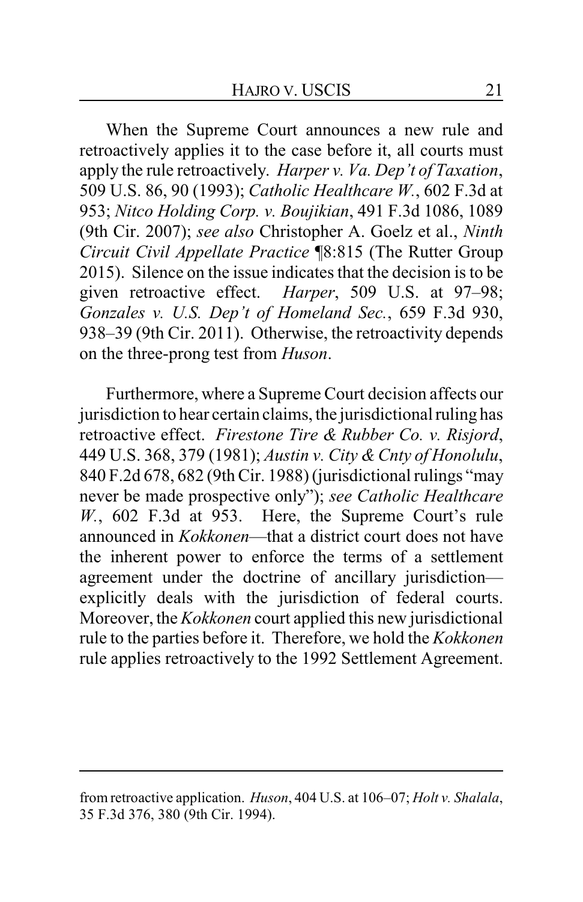When the Supreme Court announces a new rule and retroactively applies it to the case before it, all courts must apply the rule retroactively. *Harper v. Va. Dep't of Taxation*, 509 U.S. 86, 90 (1993); *Catholic Healthcare W.*, 602 F.3d at 953; *Nitco Holding Corp. v. Boujikian*, 491 F.3d 1086, 1089 (9th Cir. 2007); *see also* Christopher A. Goelz et al., *Ninth Circuit Civil Appellate Practice* ¶8:815 (The Rutter Group 2015). Silence on the issue indicates that the decision is to be given retroactive effect. *Harper*, 509 U.S. at 97–98; *Gonzales v. U.S. Dep't of Homeland Sec.*, 659 F.3d 930, 938–39 (9th Cir. 2011). Otherwise, the retroactivity depends on the three-prong test from *Huson*.

Furthermore, where a Supreme Court decision affects our jurisdiction to hear certain claims, the jurisdictional ruling has retroactive effect. *Firestone Tire & Rubber Co. v. Risjord*, 449 U.S. 368, 379 (1981); *Austin v. City & Cnty of Honolulu*, 840 F.2d 678, 682 (9th Cir. 1988) (jurisdictional rulings "may never be made prospective only"); *see Catholic Healthcare W.*, 602 F.3d at 953. Here, the Supreme Court's rule announced in *Kokkonen*—that a district court does not have the inherent power to enforce the terms of a settlement agreement under the doctrine of ancillary jurisdiction—explicitly deals with the jurisdiction of federal courts. Moreover, the *Kokkonen* court applied this new jurisdictional rule to the parties before it. Therefore, we hold the *Kokkonen* rule applies retroactively to the 1992 Settlement Agreement.

---

from retroactive application. *Huson*, 404 U.S. at 106–07; *Holt v. Shalala*, 35 F.3d 376, 380 (9th Cir. 1994).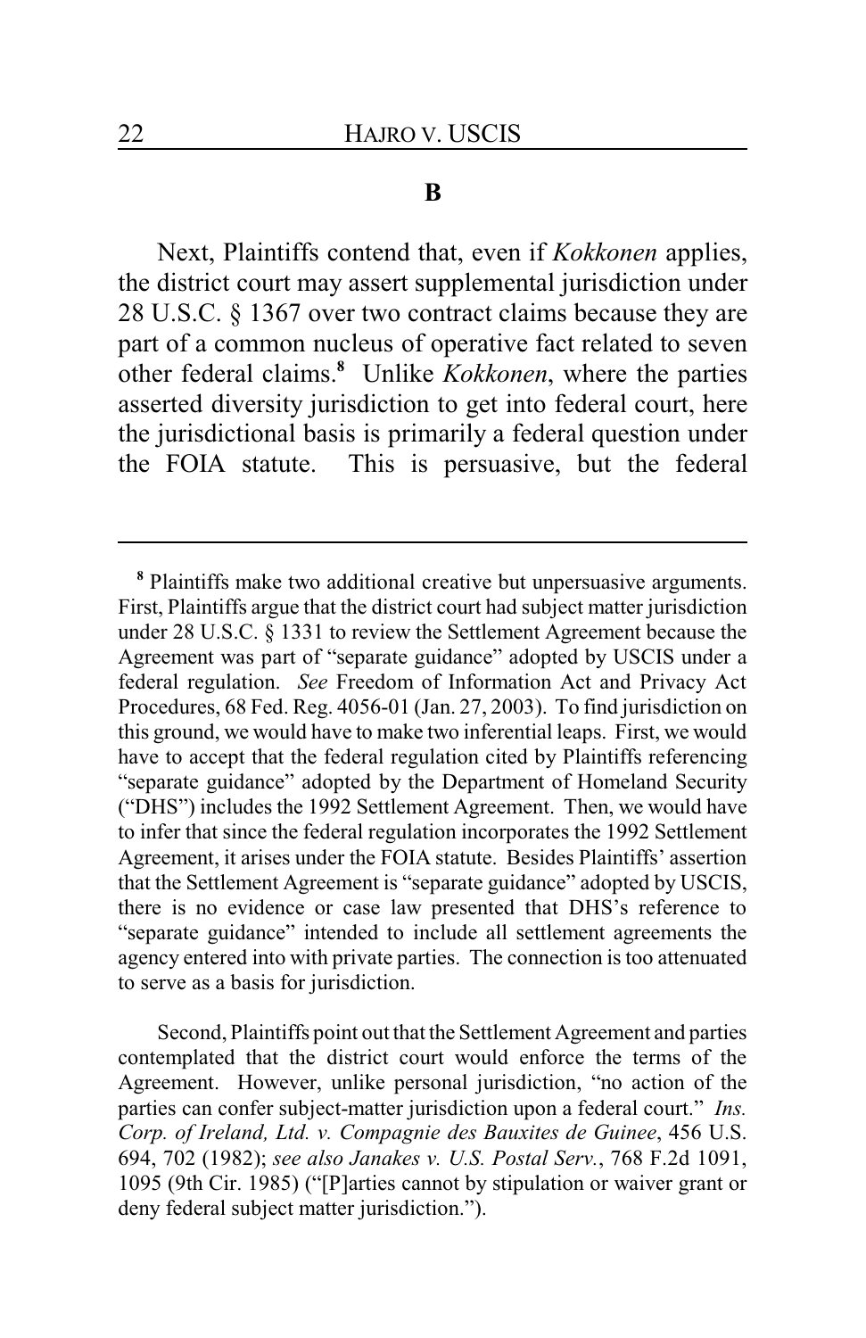## B

Next, Plaintiffs contend that, even if *Kokkonen* applies, the district court may assert supplemental jurisdiction under 28 U.S.C. § 1367 over two contract claims because they are part of a common nucleus of operative fact related to seven other federal claims.[8] Unlike *Kokkonen*, where the parties asserted diversity jurisdiction to get into federal court, here the jurisdictional basis is primarily a federal question under the FOIA statute. This is persuasive, but the federal

---

[8] Plaintiffs make two additional creative but unpersuasive arguments. First, Plaintiffs argue that the district court had subject matter jurisdiction under 28 U.S.C. § 1331 to review the Settlement Agreement because the Agreement was part of "separate guidance" adopted by USCIS under a federal regulation. *See* Freedom of Information Act and Privacy Act Procedures, 68 Fed. Reg. 4056-01 (Jan. 27, 2003). To find jurisdiction on this ground, we would have to make two inferential leaps. First, we would have to accept that the federal regulation cited by Plaintiffs referencing "separate guidance" adopted by the Department of Homeland Security ("DHS") includes the 1992 Settlement Agreement. Then, we would have to infer that since the federal regulation incorporates the 1992 Settlement Agreement, it arises under the FOIA statute. Besides Plaintiffs' assertion that the Settlement Agreement is "separate guidance" adopted by USCIS, there is no evidence or case law presented that DHS's reference to "separate guidance" intended to include all settlement agreements the agency entered into with private parties. The connection is too attenuated to serve as a basis for jurisdiction.

Second, Plaintiffs point out that the Settlement Agreement and parties contemplated that the district court would enforce the terms of the Agreement. However, unlike personal jurisdiction, "no action of the parties can confer subject-matter jurisdiction upon a federal court." *Ins. Corp. of Ireland, Ltd. v. Compagnie des Bauxites de Guinee*, 456 U.S. 694, 702 (1982); *see also Janakes v. U.S. Postal Serv.*, 768 F.2d 1091, 1095 (9th Cir. 1985) ("[P]arties cannot by stipulation or waiver grant or deny federal subject matter jurisdiction.").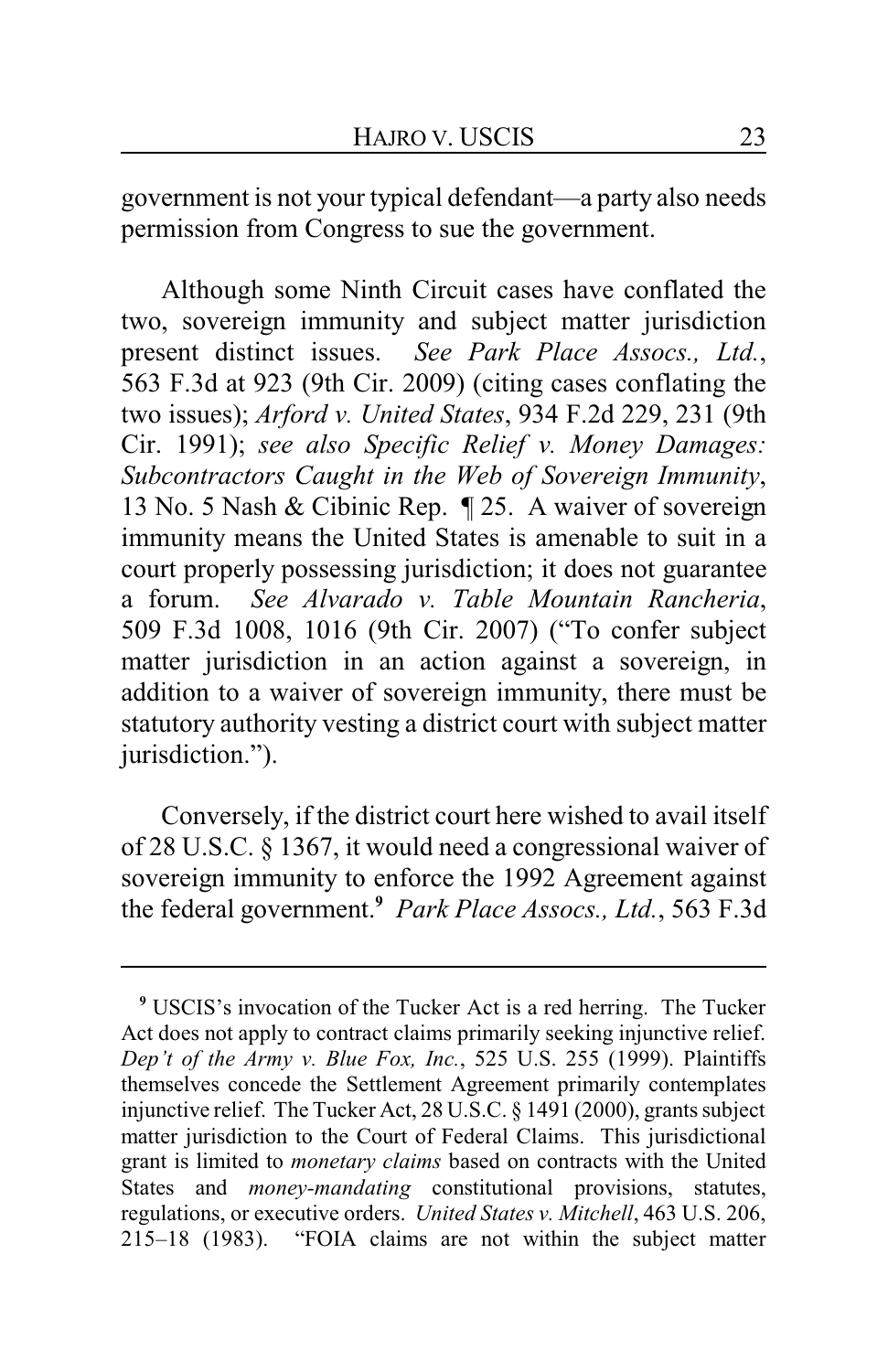government is not your typical defendant—a party also needs permission from Congress to sue the government.

Although some Ninth Circuit cases have conflated the two, sovereign immunity and subject matter jurisdiction present distinct issues. *See Park Place Assocs., Ltd.*, 563 F.3d at 923 (9th Cir. 2009) (citing cases conflating the two issues); *Arford v. United States*, 934 F.2d 229, 231 (9th Cir. 1991); *see also Specific Relief v. Money Damages: Subcontractors Caught in the Web of Sovereign Immunity*, 13 No. 5 Nash & Cibinic Rep. ¶ 25. A waiver of sovereign immunity means the United States is amenable to suit in a court properly possessing jurisdiction; it does not guarantee a forum. *See Alvarado v. Table Mountain Rancheria*, 509 F.3d 1008, 1016 (9th Cir. 2007) ("To confer subject matter jurisdiction in an action against a sovereign, in addition to a waiver of sovereign immunity, there must be statutory authority vesting a district court with subject matter jurisdiction.").

Conversely, if the district court here wished to avail itself of 28 U.S.C. § 1367, it would need a congressional waiver of sovereign immunity to enforce the 1992 Agreement against the federal government.[9] *Park Place Assocs., Ltd.*, 563 F.3d

---

[9] USCIS's invocation of the Tucker Act is a red herring. The Tucker Act does not apply to contract claims primarily seeking injunctive relief. *Dep't of the Army v. Blue Fox, Inc.*, 525 U.S. 255 (1999). Plaintiffs themselves concede the Settlement Agreement primarily contemplates injunctive relief. The Tucker Act, 28 U.S.C. § 1491 (2000), grants subject matter jurisdiction to the Court of Federal Claims. This jurisdictional grant is limited to *monetary claims* based on contracts with the United States and *money-mandating* constitutional provisions, statutes, regulations, or executive orders. *United States v. Mitchell*, 463 U.S. 206, 215–18 (1983). "FOIA claims are not within the subject matter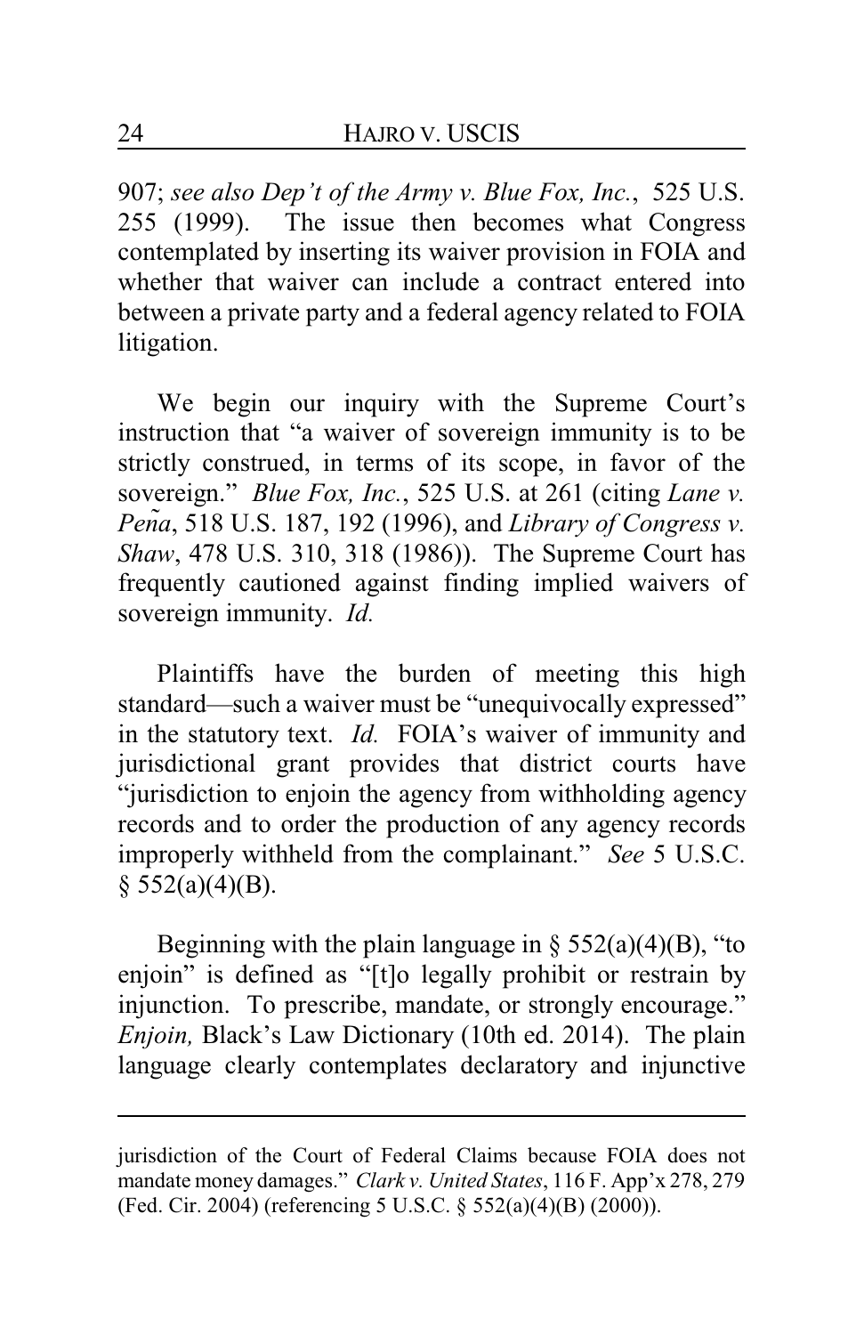907; *see also Dep't of the Army v. Blue Fox, Inc.*, 525 U.S. 255 (1999). The issue then becomes what Congress contemplated by inserting its waiver provision in FOIA and whether that waiver can include a contract entered into between a private party and a federal agency related to FOIA litigation.

We begin our inquiry with the Supreme Court's instruction that "a waiver of sovereign immunity is to be strictly construed, in terms of its scope, in favor of the sovereign." *Blue Fox, Inc.*, 525 U.S. at 261 (citing *Lane v. Peña*, 518 U.S. 187, 192 (1996), and *Library of Congress v. Shaw*, 478 U.S. 310, 318 (1986)). The Supreme Court has frequently cautioned against finding implied waivers of sovereign immunity. *Id.*

Plaintiffs have the burden of meeting this high standard—such a waiver must be "unequivocally expressed" in the statutory text. *Id.* FOIA's waiver of immunity and jurisdictional grant provides that district courts have "jurisdiction to enjoin the agency from withholding agency records and to order the production of any agency records improperly withheld from the complainant." *See* 5 U.S.C. § 552(a)(4)(B).

Beginning with the plain language in § 552(a)(4)(B), "to enjoin" is defined as "[t]o legally prohibit or restrain by injunction. To prescribe, mandate, or strongly encourage." *Enjoin,* Black's Law Dictionary (10th ed. 2014). The plain language clearly contemplates declaratory and injunctive

---

jurisdiction of the Court of Federal Claims because FOIA does not mandate money damages." *Clark v. United States*, 116 F. App'x 278, 279 (Fed. Cir. 2004) (referencing 5 U.S.C. § 552(a)(4)(B) (2000)).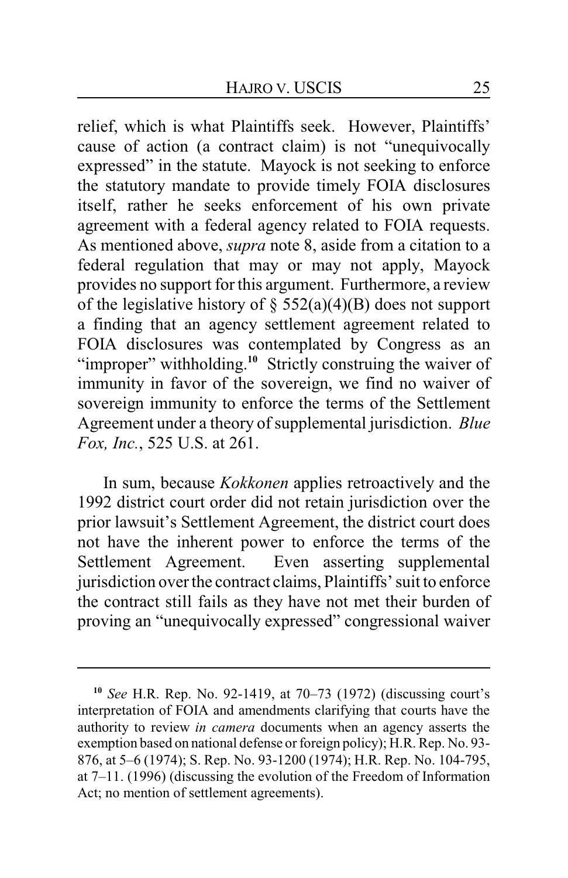relief, which is what Plaintiffs seek. However, Plaintiffs' cause of action (a contract claim) is not "unequivocally expressed" in the statute. Mayock is not seeking to enforce the statutory mandate to provide timely FOIA disclosures itself, rather he seeks enforcement of his own private agreement with a federal agency related to FOIA requests. As mentioned above, *supra* note 8, aside from a citation to a federal regulation that may or may not apply, Mayock provides no support for this argument. Furthermore, a review of the legislative history of § 552(a)(4)(B) does not support a finding that an agency settlement agreement related to FOIA disclosures was contemplated by Congress as an "improper" withholding.[10] Strictly construing the waiver of immunity in favor of the sovereign, we find no waiver of sovereign immunity to enforce the terms of the Settlement Agreement under a theory of supplemental jurisdiction. *Blue Fox, Inc.*, 525 U.S. at 261.

In sum, because *Kokkonen* applies retroactively and the 1992 district court order did not retain jurisdiction over the prior lawsuit's Settlement Agreement, the district court does not have the inherent power to enforce the terms of the Settlement Agreement. Even asserting supplemental jurisdiction over the contract claims, Plaintiffs' suit to enforce the contract still fails as they have not met their burden of proving an "unequivocally expressed" congressional waiver

---

[10] *See* H.R. Rep. No. 92-1419, at 70–73 (1972) (discussing court's interpretation of FOIA and amendments clarifying that courts have the authority to review *in camera* documents when an agency asserts the exemption based on national defense or foreign policy); H.R. Rep. No. 93-876, at 5–6 (1974); S. Rep. No. 93-1200 (1974); H.R. Rep. No. 104-795, at 7–11. (1996) (discussing the evolution of the Freedom of Information Act; no mention of settlement agreements).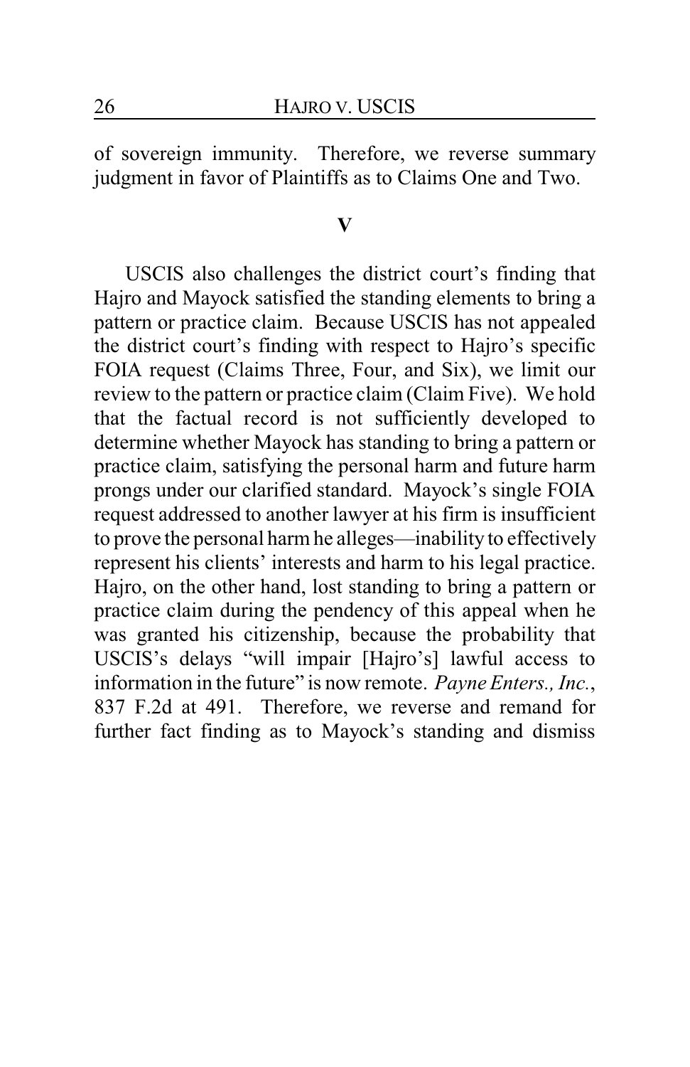of sovereign immunity. Therefore, we reverse summary judgment in favor of Plaintiffs as to Claims One and Two.

## V

USCIS also challenges the district court's finding that Hajro and Mayock satisfied the standing elements to bring a pattern or practice claim. Because USCIS has not appealed the district court's finding with respect to Hajro's specific FOIA request (Claims Three, Four, and Six), we limit our review to the pattern or practice claim (Claim Five). We hold that the factual record is not sufficiently developed to determine whether Mayock has standing to bring a pattern or practice claim, satisfying the personal harm and future harm prongs under our clarified standard. Mayock's single FOIA request addressed to another lawyer at his firm is insufficient to prove the personal harm he alleges—inability to effectively represent his clients' interests and harm to his legal practice. Hajro, on the other hand, lost standing to bring a pattern or practice claim during the pendency of this appeal when he was granted his citizenship, because the probability that USCIS's delays "will impair [Hajro's] lawful access to information in the future" is now remote. *Payne Enters., Inc.*, 837 F.2d at 491. Therefore, we reverse and remand for further fact finding as to Mayock's standing and dismiss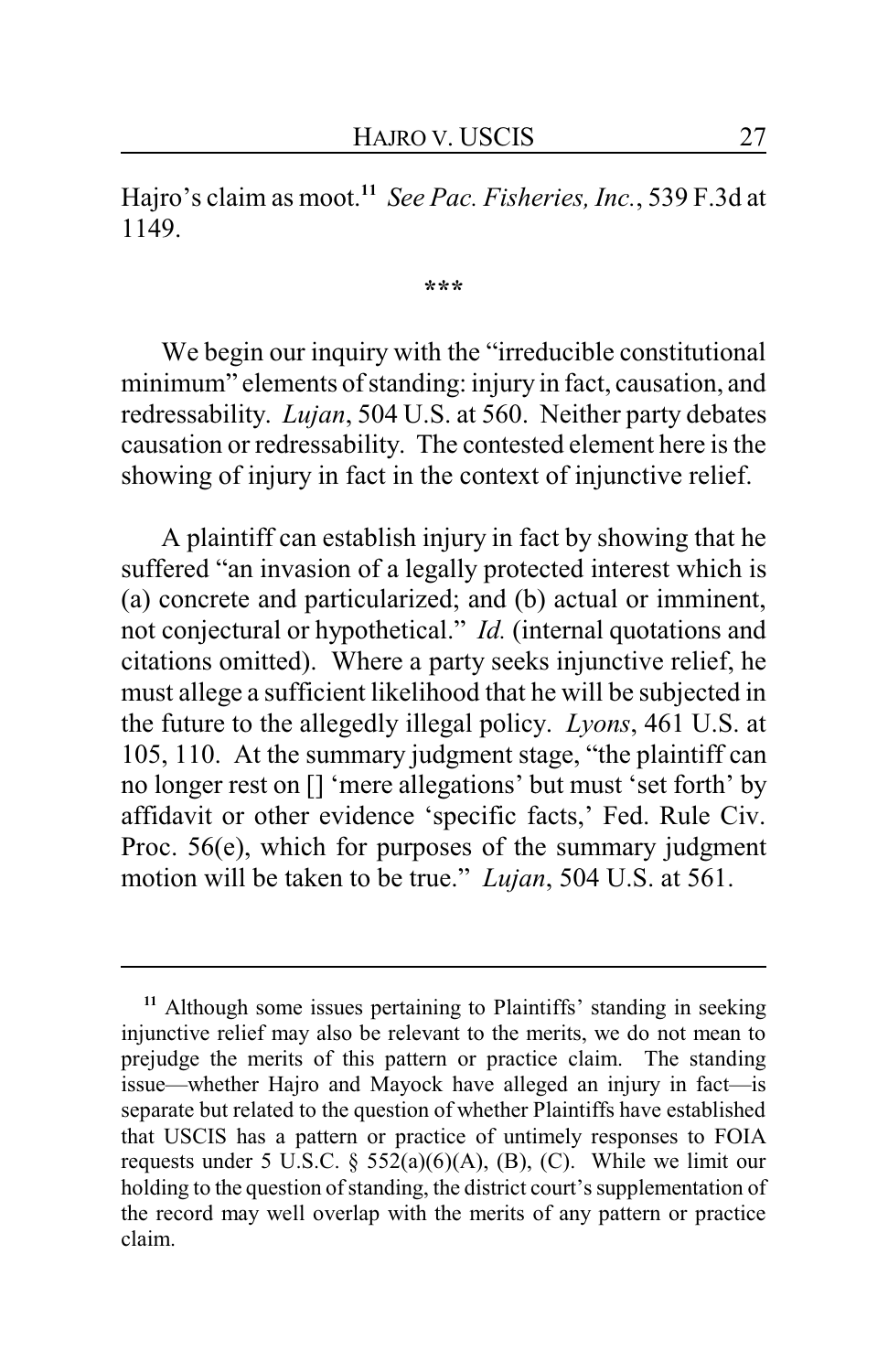Hajro's claim as moot.[11] *See Pac. Fisheries, Inc.*, 539 F.3d at 1149.

\*\*\*

We begin our inquiry with the "irreducible constitutional minimum" elements of standing: injury in fact, causation, and redressability. *Lujan*, 504 U.S. at 560. Neither party debates causation or redressability. The contested element here is the showing of injury in fact in the context of injunctive relief.

A plaintiff can establish injury in fact by showing that he suffered "an invasion of a legally protected interest which is (a) concrete and particularized; and (b) actual or imminent, not conjectural or hypothetical." *Id.* (internal quotations and citations omitted). Where a party seeks injunctive relief, he must allege a sufficient likelihood that he will be subjected in the future to the allegedly illegal policy. *Lyons*, 461 U.S. at 105, 110. At the summary judgment stage, "the plaintiff can no longer rest on [] 'mere allegations' but must 'set forth' by affidavit or other evidence 'specific facts,' Fed. Rule Civ. Proc. 56(e), which for purposes of the summary judgment motion will be taken to be true." *Lujan*, 504 U.S. at 561.

---

[11] Although some issues pertaining to Plaintiffs' standing in seeking injunctive relief may also be relevant to the merits, we do not mean to prejudge the merits of this pattern or practice claim. The standing issue—whether Hajro and Mayock have alleged an injury in fact—is separate but related to the question of whether Plaintiffs have established that USCIS has a pattern or practice of untimely responses to FOIA requests under 5 U.S.C. § 552(a)(6)(A), (B), (C). While we limit our holding to the question of standing, the district court's supplementation of the record may well overlap with the merits of any pattern or practice claim.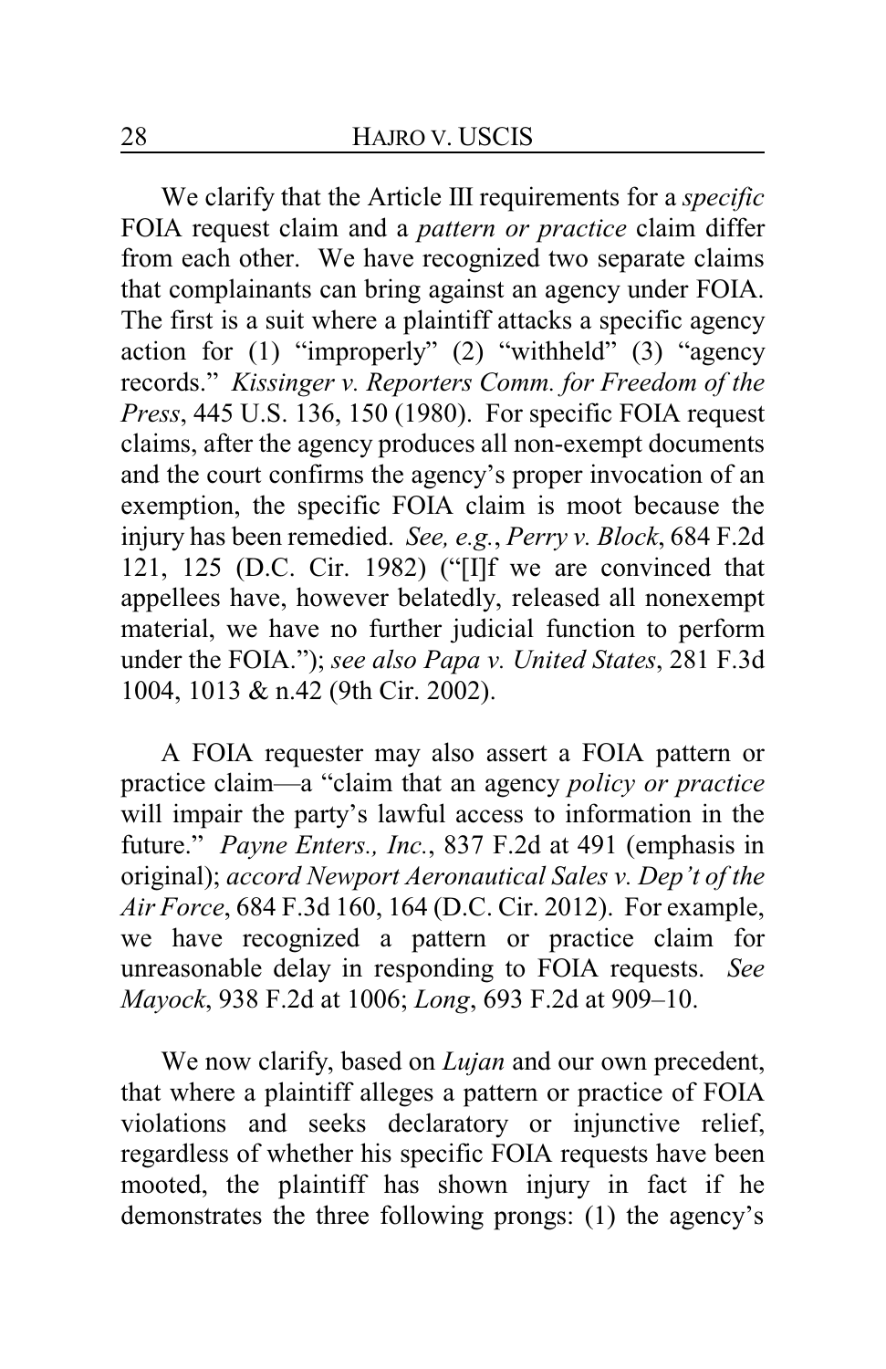We clarify that the Article III requirements for a *specific* FOIA request claim and a *pattern or practice* claim differ from each other. We have recognized two separate claims that complainants can bring against an agency under FOIA. The first is a suit where a plaintiff attacks a specific agency action for (1) "improperly" (2) "withheld" (3) "agency records." *Kissinger v. Reporters Comm. for Freedom of the Press*, 445 U.S. 136, 150 (1980). For specific FOIA request claims, after the agency produces all non-exempt documents and the court confirms the agency's proper invocation of an exemption, the specific FOIA claim is moot because the injury has been remedied. *See, e.g.*, *Perry v. Block*, 684 F.2d 121, 125 (D.C. Cir. 1982) ("[I]f we are convinced that appellees have, however belatedly, released all nonexempt material, we have no further judicial function to perform under the FOIA."); *see also Papa v. United States*, 281 F.3d 1004, 1013 & n.42 (9th Cir. 2002).

A FOIA requester may also assert a FOIA pattern or practice claim—a "claim that an agency *policy or practice* will impair the party's lawful access to information in the future." *Payne Enters., Inc.*, 837 F.2d at 491 (emphasis in original); *accord Newport Aeronautical Sales v. Dep't of the Air Force*, 684 F.3d 160, 164 (D.C. Cir. 2012). For example, we have recognized a pattern or practice claim for unreasonable delay in responding to FOIA requests. *See Mayock*, 938 F.2d at 1006; *Long*, 693 F.2d at 909–10.

We now clarify, based on *Lujan* and our own precedent, that where a plaintiff alleges a pattern or practice of FOIA violations and seeks declaratory or injunctive relief, regardless of whether his specific FOIA requests have been mooted, the plaintiff has shown injury in fact if he demonstrates the three following prongs: (1) the agency's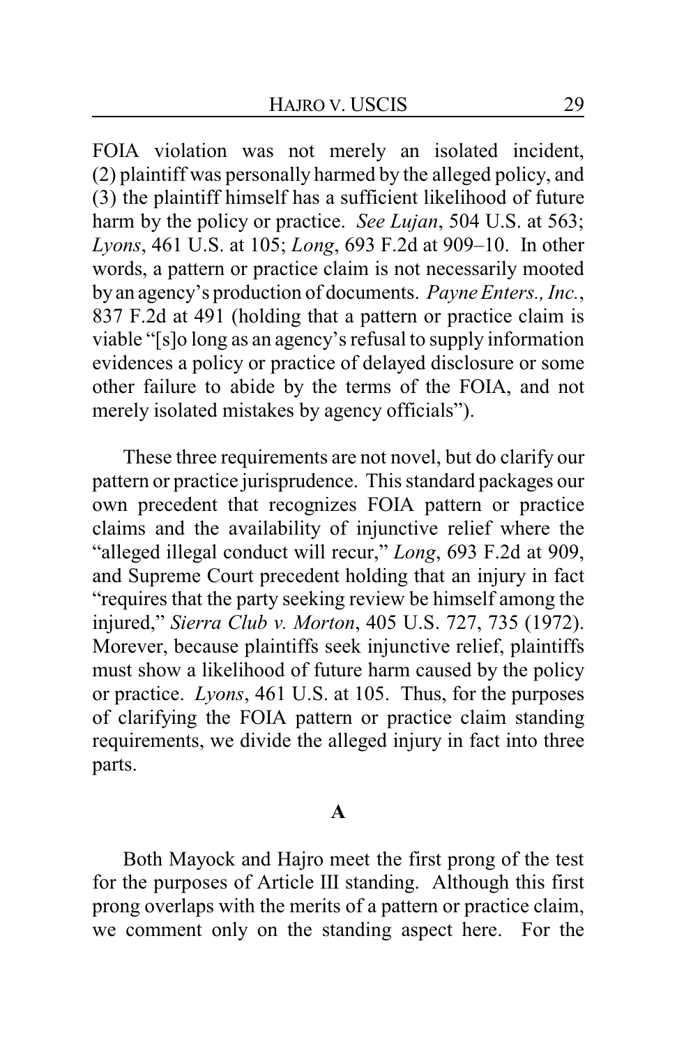FOIA violation was not merely an isolated incident, (2) plaintiff was personally harmed by the alleged policy, and (3) the plaintiff himself has a sufficient likelihood of future harm by the policy or practice. *See Lujan*, 504 U.S. at 563; *Lyons*, 461 U.S. at 105; *Long*, 693 F.2d at 909–10. In other words, a pattern or practice claim is not necessarily mooted by an agency's production of documents. *Payne Enters., Inc.*, 837 F.2d at 491 (holding that a pattern or practice claim is viable "[s]o long as an agency's refusal to supply information evidences a policy or practice of delayed disclosure or some other failure to abide by the terms of the FOIA, and not merely isolated mistakes by agency officials").

These three requirements are not novel, but do clarify our pattern or practice jurisprudence. This standard packages our own precedent that recognizes FOIA pattern or practice claims and the availability of injunctive relief where the "alleged illegal conduct will recur," *Long*, 693 F.2d at 909, and Supreme Court precedent holding that an injury in fact "requires that the party seeking review be himself among the injured," *Sierra Club v. Morton*, 405 U.S. 727, 735 (1972). Morever, because plaintiffs seek injunctive relief, plaintiffs must show a likelihood of future harm caused by the policy or practice. *Lyons*, 461 U.S. at 105. Thus, for the purposes of clarifying the FOIA pattern or practice claim standing requirements, we divide the alleged injury in fact into three parts.

### A

Both Mayock and Hajro meet the first prong of the test for the purposes of Article III standing. Although this first prong overlaps with the merits of a pattern or practice claim, we comment only on the standing aspect here. For the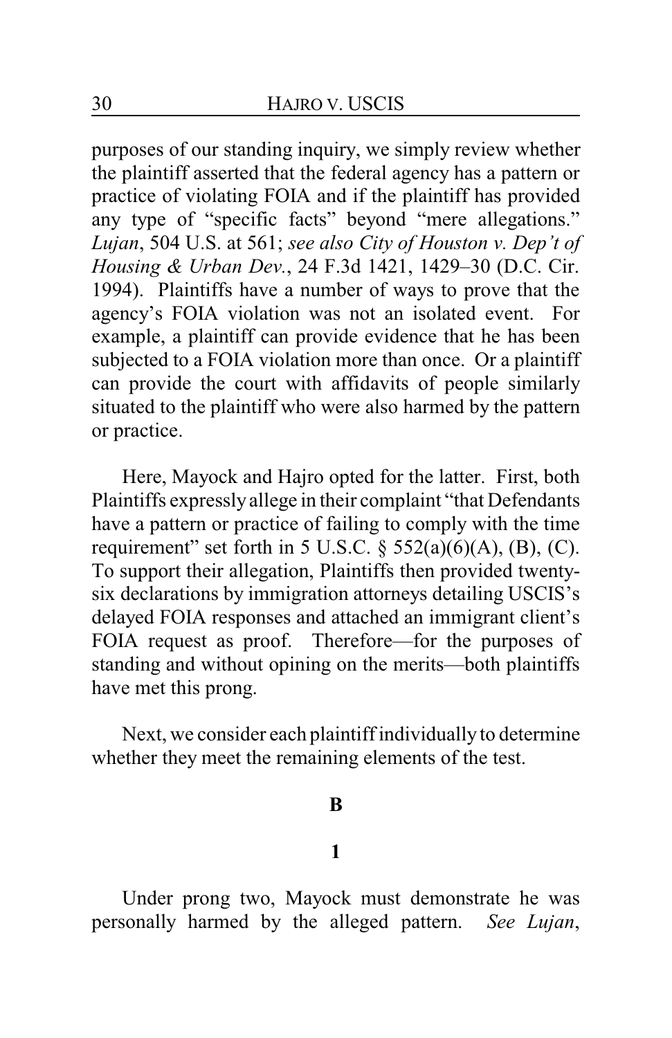purposes of our standing inquiry, we simply review whether the plaintiff asserted that the federal agency has a pattern or practice of violating FOIA and if the plaintiff has provided any type of "specific facts" beyond "mere allegations." *Lujan*, 504 U.S. at 561; *see also City of Houston v. Dep't of Housing & Urban Dev.*, 24 F.3d 1421, 1429–30 (D.C. Cir. 1994). Plaintiffs have a number of ways to prove that the agency's FOIA violation was not an isolated event. For example, a plaintiff can provide evidence that he has been subjected to a FOIA violation more than once. Or a plaintiff can provide the court with affidavits of people similarly situated to the plaintiff who were also harmed by the pattern or practice.

Here, Mayock and Hajro opted for the latter. First, both Plaintiffs expressly allege in their complaint "that Defendants have a pattern or practice of failing to comply with the time requirement" set forth in 5 U.S.C. § 552(a)(6)(A), (B), (C). To support their allegation, Plaintiffs then provided twenty-six declarations by immigration attorneys detailing USCIS's delayed FOIA responses and attached an immigrant client's FOIA request as proof. Therefore—for the purposes of standing and without opining on the merits—both plaintiffs have met this prong.

Next, we consider each plaintiff individually to determine whether they meet the remaining elements of the test.

### B

#### 1

Under prong two, Mayock must demonstrate he was personally harmed by the alleged pattern. *See Lujan*,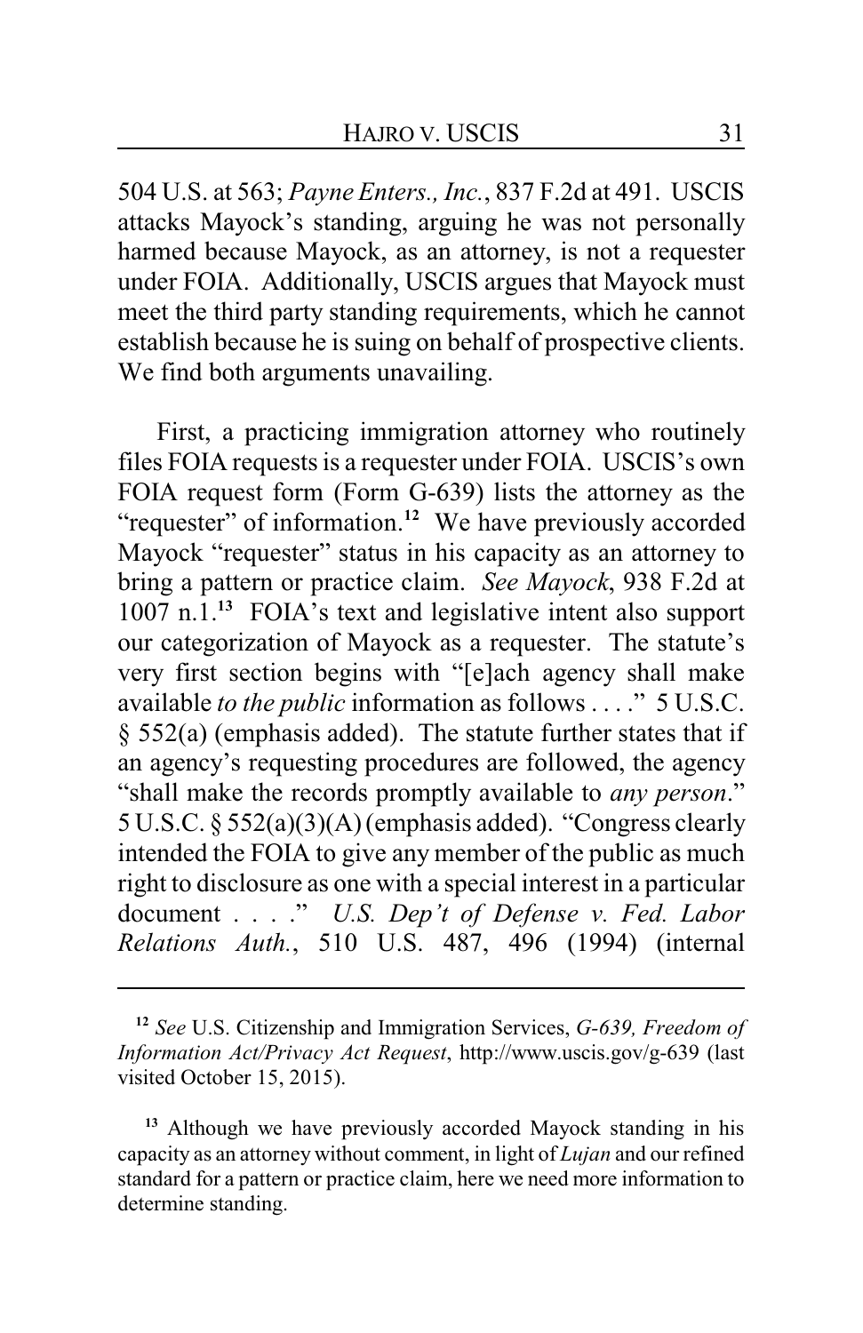504 U.S. at 563; *Payne Enters., Inc.*, 837 F.2d at 491. USCIS attacks Mayock's standing, arguing he was not personally harmed because Mayock, as an attorney, is not a requester under FOIA. Additionally, USCIS argues that Mayock must meet the third party standing requirements, which he cannot establish because he is suing on behalf of prospective clients. We find both arguments unavailing.

First, a practicing immigration attorney who routinely files FOIA requests is a requester under FOIA. USCIS's own FOIA request form (Form G-639) lists the attorney as the "requester" of information.[12] We have previously accorded Mayock "requester" status in his capacity as an attorney to bring a pattern or practice claim. *See Mayock*, 938 F.2d at 1007 n.1.[13] FOIA's text and legislative intent also support our categorization of Mayock as a requester. The statute's very first section begins with "[e]ach agency shall make available *to the public* information as follows . . . ." 5 U.S.C. § 552(a) (emphasis added). The statute further states that if an agency's requesting procedures are followed, the agency "shall make the records promptly available to *any person*." 5 U.S.C. § 552(a)(3)(A) (emphasis added). "Congress clearly intended the FOIA to give any member of the public as much right to disclosure as one with a special interest in a particular document . . . ." *U.S. Dep't of Defense v. Fed. Labor Relations Auth.*, 510 U.S. 487, 496 (1994) (internal

---

[12] *See* U.S. Citizenship and Immigration Services, *G-639, Freedom of Information Act/Privacy Act Request*, http://www.uscis.gov/g-639 (last visited October 15, 2015).

[13] Although we have previously accorded Mayock standing in his capacity as an attorney without comment, in light of *Lujan* and our refined standard for a pattern or practice claim, here we need more information to determine standing.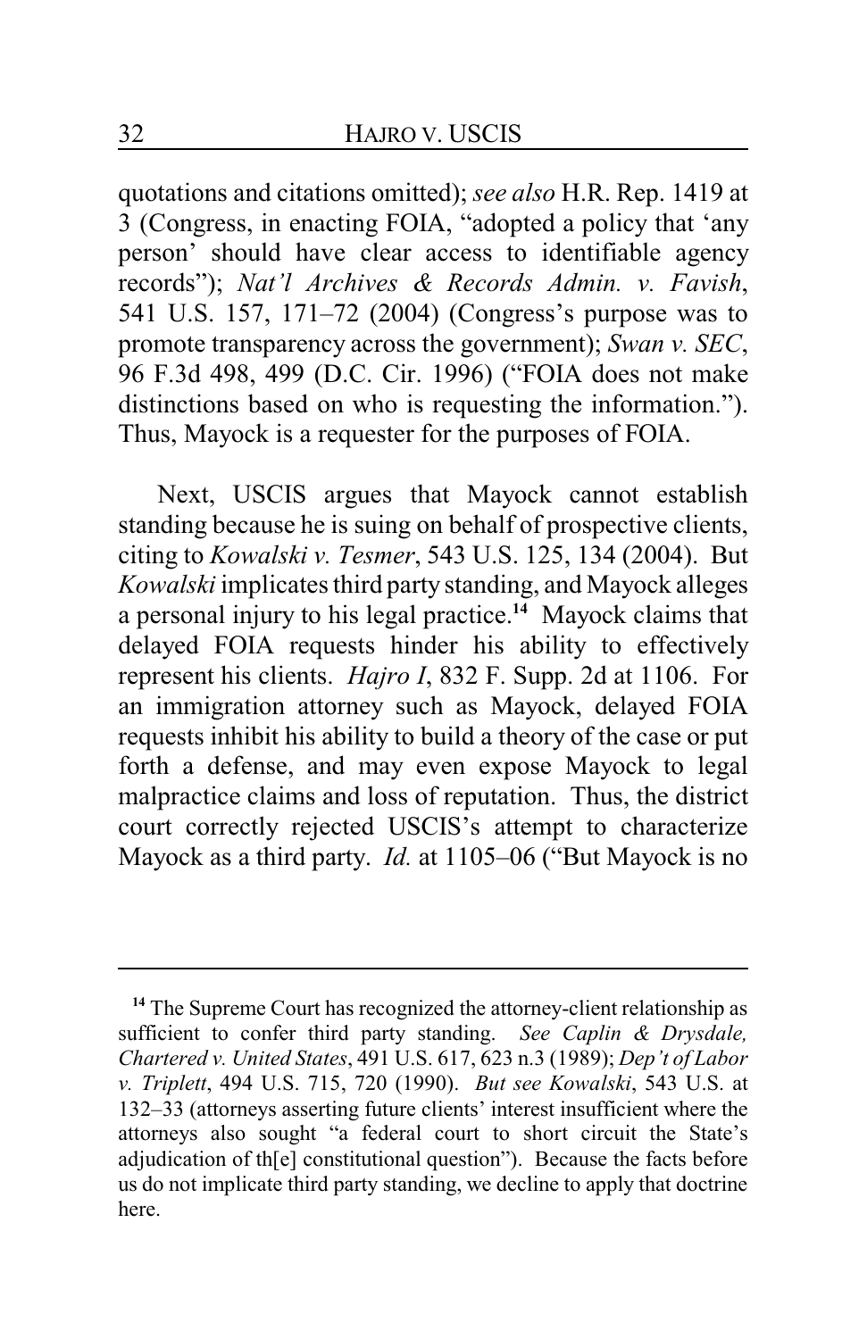quotations and citations omitted); *see also* H.R. Rep. 1419 at 3 (Congress, in enacting FOIA, "adopted a policy that 'any person' should have clear access to identifiable agency records"); *Nat'l Archives & Records Admin. v. Favish*, 541 U.S. 157, 171–72 (2004) (Congress's purpose was to promote transparency across the government); *Swan v. SEC*, 96 F.3d 498, 499 (D.C. Cir. 1996) ("FOIA does not make distinctions based on who is requesting the information."). Thus, Mayock is a requester for the purposes of FOIA.

Next, USCIS argues that Mayock cannot establish standing because he is suing on behalf of prospective clients, citing to *Kowalski v. Tesmer*, 543 U.S. 125, 134 (2004). But *Kowalski* implicates third party standing, and Mayock alleges a personal injury to his legal practice.[14] Mayock claims that delayed FOIA requests hinder his ability to effectively represent his clients. *Hajro I*, 832 F. Supp. 2d at 1106. For an immigration attorney such as Mayock, delayed FOIA requests inhibit his ability to build a theory of the case or put forth a defense, and may even expose Mayock to legal malpractice claims and loss of reputation. Thus, the district court correctly rejected USCIS's attempt to characterize Mayock as a third party. *Id.* at 1105–06 ("But Mayock is no

---

[14] The Supreme Court has recognized the attorney-client relationship as sufficient to confer third party standing. *See Caplin & Drysdale, Chartered v. United States*, 491 U.S. 617, 623 n.3 (1989); *Dep't of Labor v. Triplett*, 494 U.S. 715, 720 (1990). *But see Kowalski*, 543 U.S. at 132–33 (attorneys asserting future clients' interest insufficient where the attorneys also sought "a federal court to short circuit the State's adjudication of th[e] constitutional question"). Because the facts before us do not implicate third party standing, we decline to apply that doctrine here.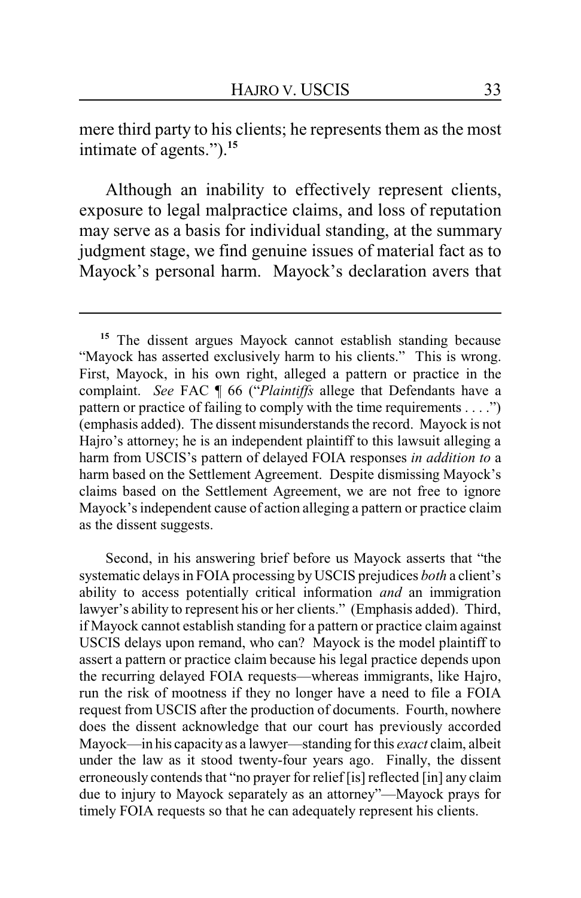mere third party to his clients; he represents them as the most intimate of agents.").[15]

Although an inability to effectively represent clients, exposure to legal malpractice claims, and loss of reputation may serve as a basis for individual standing, at the summary judgment stage, we find genuine issues of material fact as to Mayock's personal harm. Mayock's declaration avers that

---

[15] The dissent argues Mayock cannot establish standing because "Mayock has asserted exclusively harm to his clients." This is wrong. First, Mayock, in his own right, alleged a pattern or practice in the complaint. *See* FAC ¶ 66 ("*Plaintiffs* allege that Defendants have a pattern or practice of failing to comply with the time requirements . . . .") (emphasis added). The dissent misunderstands the record. Mayock is not Hajro's attorney; he is an independent plaintiff to this lawsuit alleging a harm from USCIS's pattern of delayed FOIA responses *in addition to* a harm based on the Settlement Agreement. Despite dismissing Mayock's claims based on the Settlement Agreement, we are not free to ignore Mayock's independent cause of action alleging a pattern or practice claim as the dissent suggests.

Second, in his answering brief before us Mayock asserts that "the systematic delays in FOIA processing by USCIS prejudices *both* a client's ability to access potentially critical information *and* an immigration lawyer's ability to represent his or her clients." (Emphasis added). Third, if Mayock cannot establish standing for a pattern or practice claim against USCIS delays upon remand, who can? Mayock is the model plaintiff to assert a pattern or practice claim because his legal practice depends upon the recurring delayed FOIA requests—whereas immigrants, like Hajro, run the risk of mootness if they no longer have a need to file a FOIA request from USCIS after the production of documents. Fourth, nowhere does the dissent acknowledge that our court has previously accorded Mayock—in his capacity as a lawyer—standing for this *exact* claim, albeit under the law as it stood twenty-four years ago. Finally, the dissent erroneously contends that "no prayer for relief [is] reflected [in] any claim due to injury to Mayock separately as an attorney"—Mayock prays for timely FOIA requests so that he can adequately represent his clients.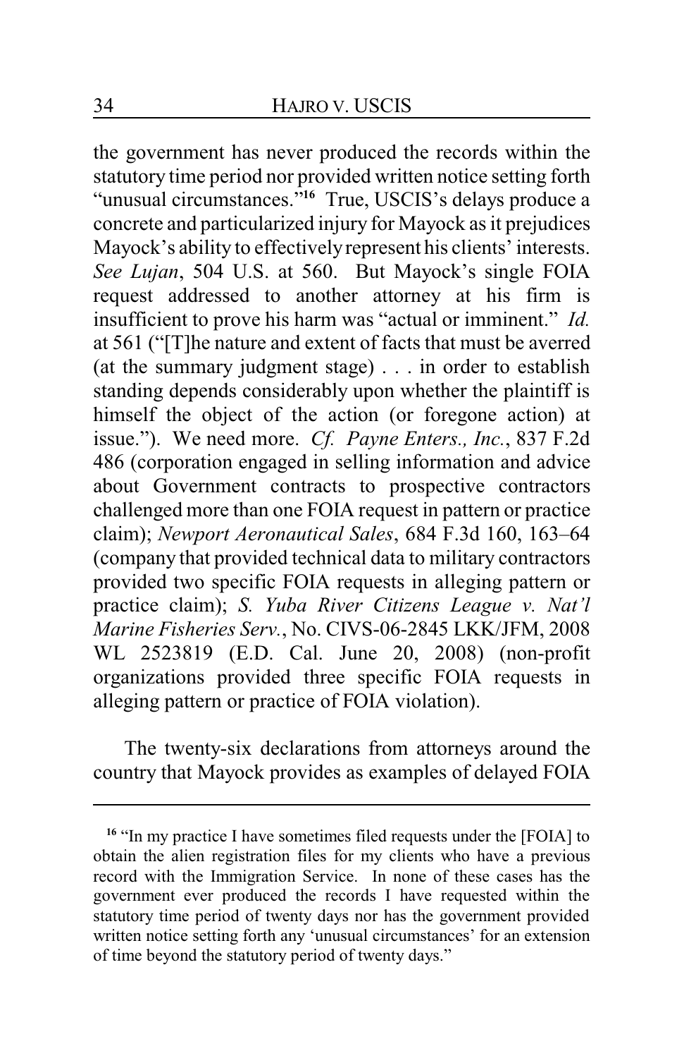the government has never produced the records within the statutory time period nor provided written notice setting forth "unusual circumstances."[16] True, USCIS's delays produce a concrete and particularized injury for Mayock as it prejudices Mayock's ability to effectively represent his clients' interests. *See Lujan*, 504 U.S. at 560. But Mayock's single FOIA request addressed to another attorney at his firm is insufficient to prove his harm was "actual or imminent." *Id.* at 561 ("[T]he nature and extent of facts that must be averred (at the summary judgment stage) . . . in order to establish standing depends considerably upon whether the plaintiff is himself the object of the action (or foregone action) at issue."). We need more. *Cf. Payne Enters., Inc.*, 837 F.2d 486 (corporation engaged in selling information and advice about Government contracts to prospective contractors challenged more than one FOIA request in pattern or practice claim); *Newport Aeronautical Sales*, 684 F.3d 160, 163–64 (company that provided technical data to military contractors provided two specific FOIA requests in alleging pattern or practice claim); *S. Yuba River Citizens League v. Nat'l Marine Fisheries Serv.*, No. CIVS-06-2845 LKK/JFM, 2008 WL 2523819 (E.D. Cal. June 20, 2008) (non-profit organizations provided three specific FOIA requests in alleging pattern or practice of FOIA violation).

The twenty-six declarations from attorneys around the country that Mayock provides as examples of delayed FOIA

---

[16] "In my practice I have sometimes filed requests under the [FOIA] to obtain the alien registration files for my clients who have a previous record with the Immigration Service. In none of these cases has the government ever produced the records I have requested within the statutory time period of twenty days nor has the government provided written notice setting forth any 'unusual circumstances' for an extension of time beyond the statutory period of twenty days."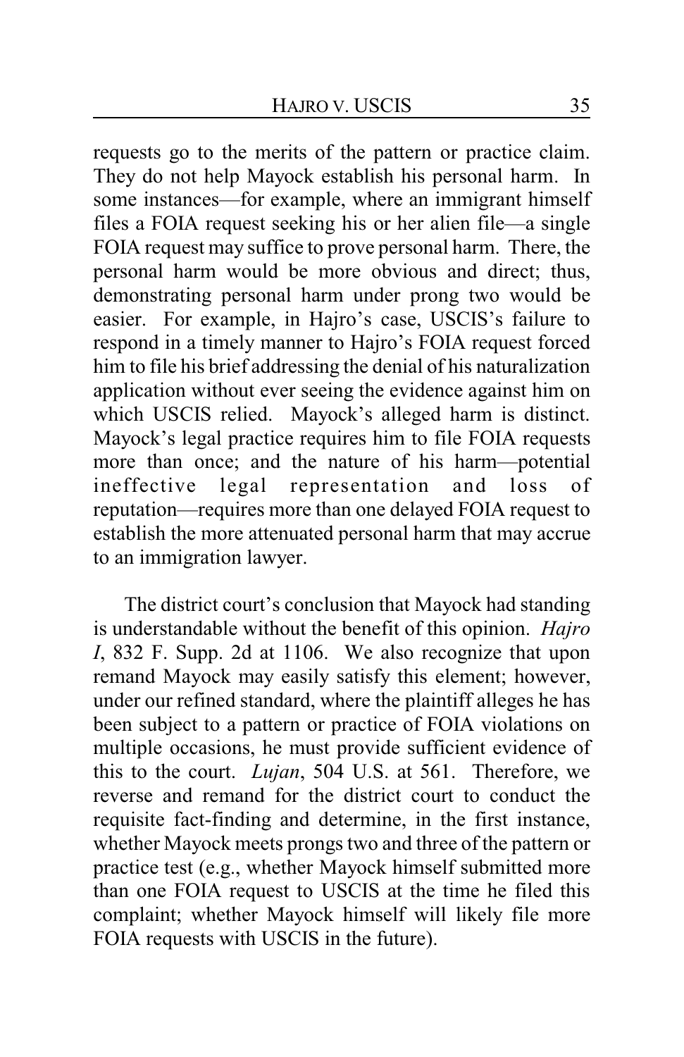requests go to the merits of the pattern or practice claim. They do not help Mayock establish his personal harm. In some instances—for example, where an immigrant himself files a FOIA request seeking his or her alien file—a single FOIA request may suffice to prove personal harm. There, the personal harm would be more obvious and direct; thus, demonstrating personal harm under prong two would be easier. For example, in Hajro's case, USCIS's failure to respond in a timely manner to Hajro's FOIA request forced him to file his brief addressing the denial of his naturalization application without ever seeing the evidence against him on which USCIS relied. Mayock's alleged harm is distinct. Mayock's legal practice requires him to file FOIA requests more than once; and the nature of his harm—potential ineffective legal representation and loss of reputation—requires more than one delayed FOIA request to establish the more attenuated personal harm that may accrue to an immigration lawyer.

The district court's conclusion that Mayock had standing is understandable without the benefit of this opinion. *Hajro I*, 832 F. Supp. 2d at 1106. We also recognize that upon remand Mayock may easily satisfy this element; however, under our refined standard, where the plaintiff alleges he has been subject to a pattern or practice of FOIA violations on multiple occasions, he must provide sufficient evidence of this to the court. *Lujan*, 504 U.S. at 561. Therefore, we reverse and remand for the district court to conduct the requisite fact-finding and determine, in the first instance, whether Mayock meets prongs two and three of the pattern or practice test (e.g., whether Mayock himself submitted more than one FOIA request to USCIS at the time he filed this complaint; whether Mayock himself will likely file more FOIA requests with USCIS in the future).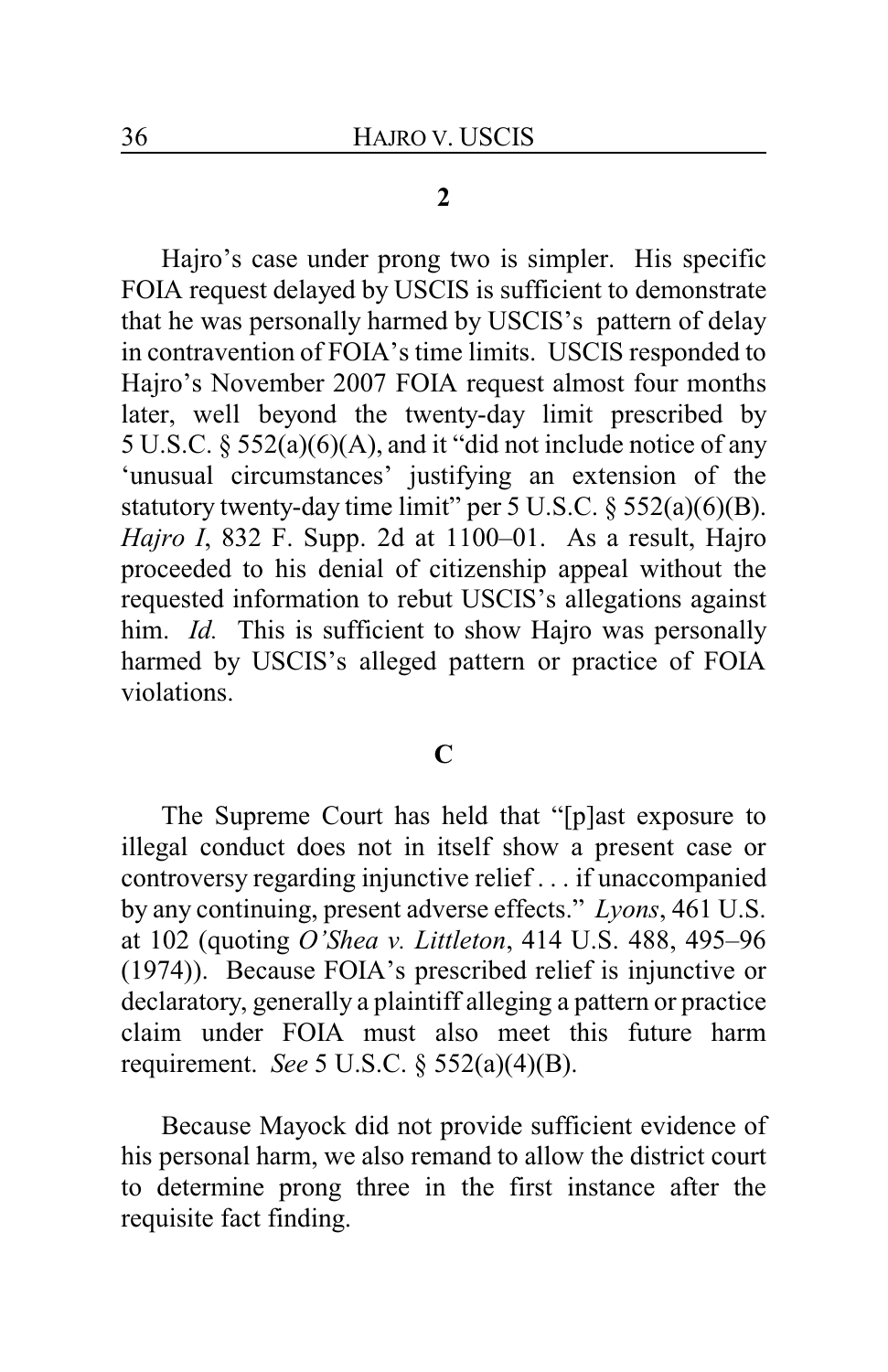**2**

Hajro's case under prong two is simpler. His specific FOIA request delayed by USCIS is sufficient to demonstrate that he was personally harmed by USCIS's pattern of delay in contravention of FOIA's time limits. USCIS responded to Hajro's November 2007 FOIA request almost four months later, well beyond the twenty-day limit prescribed by 5 U.S.C. § 552(a)(6)(A), and it "did not include notice of any 'unusual circumstances' justifying an extension of the statutory twenty-day time limit" per 5 U.S.C. § 552(a)(6)(B). *Hajro I*, 832 F. Supp. 2d at 1100–01. As a result, Hajro proceeded to his denial of citizenship appeal without the requested information to rebut USCIS's allegations against him. *Id.* This is sufficient to show Hajro was personally harmed by USCIS's alleged pattern or practice of FOIA violations.

**C**

The Supreme Court has held that "[p]ast exposure to illegal conduct does not in itself show a present case or controversy regarding injunctive relief . . . if unaccompanied by any continuing, present adverse effects." *Lyons*, 461 U.S. at 102 (quoting *O'Shea v. Littleton*, 414 U.S. 488, 495–96 (1974)). Because FOIA's prescribed relief is injunctive or declaratory, generally a plaintiff alleging a pattern or practice claim under FOIA must also meet this future harm requirement. *See* 5 U.S.C. § 552(a)(4)(B).

Because Mayock did not provide sufficient evidence of his personal harm, we also remand to allow the district court to determine prong three in the first instance after the requisite fact finding.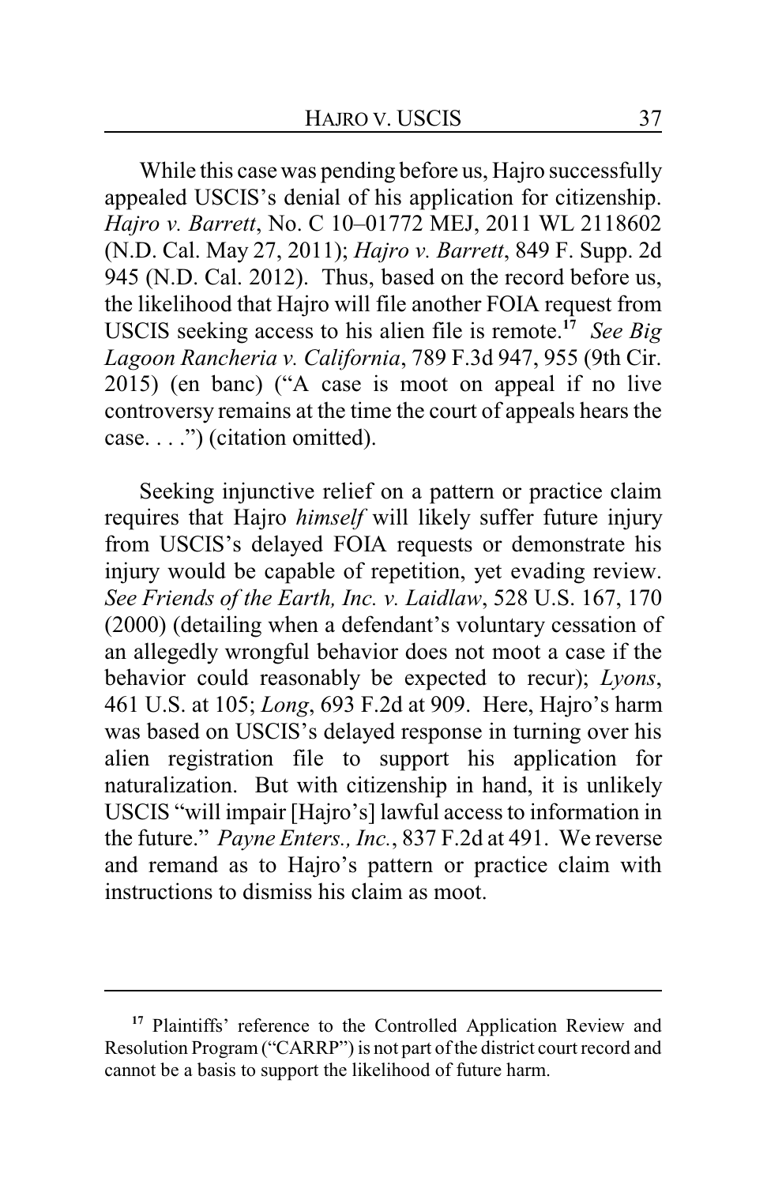While this case was pending before us, Hajro successfully appealed USCIS's denial of his application for citizenship. *Hajro v. Barrett*, No. C 10–01772 MEJ, 2011 WL 2118602 (N.D. Cal. May 27, 2011); *Hajro v. Barrett*, 849 F. Supp. 2d 945 (N.D. Cal. 2012). Thus, based on the record before us, the likelihood that Hajro will file another FOIA request from USCIS seeking access to his alien file is remote.[17] *See Big Lagoon Rancheria v. California*, 789 F.3d 947, 955 (9th Cir. 2015) (en banc) ("A case is moot on appeal if no live controversy remains at the time the court of appeals hears the case. . . .") (citation omitted).

Seeking injunctive relief on a pattern or practice claim requires that Hajro *himself* will likely suffer future injury from USCIS's delayed FOIA requests or demonstrate his injury would be capable of repetition, yet evading review. *See Friends of the Earth, Inc. v. Laidlaw*, 528 U.S. 167, 170 (2000) (detailing when a defendant's voluntary cessation of an allegedly wrongful behavior does not moot a case if the behavior could reasonably be expected to recur); *Lyons*, 461 U.S. at 105; *Long*, 693 F.2d at 909. Here, Hajro's harm was based on USCIS's delayed response in turning over his alien registration file to support his application for naturalization. But with citizenship in hand, it is unlikely USCIS "will impair [Hajro's] lawful access to information in the future." *Payne Enters., Inc.*, 837 F.2d at 491. We reverse and remand as to Hajro's pattern or practice claim with instructions to dismiss his claim as moot.

---

[17] Plaintiffs' reference to the Controlled Application Review and Resolution Program ("CARRP") is not part of the district court record and cannot be a basis to support the likelihood of future harm.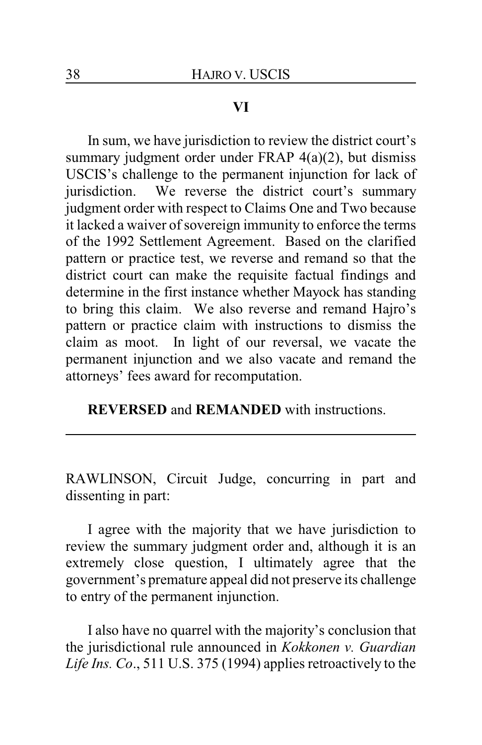## VI

In sum, we have jurisdiction to review the district court's summary judgment order under FRAP 4(a)(2), but dismiss USCIS's challenge to the permanent injunction for lack of jurisdiction. We reverse the district court's summary judgment order with respect to Claims One and Two because it lacked a waiver of sovereign immunity to enforce the terms of the 1992 Settlement Agreement. Based on the clarified pattern or practice test, we reverse and remand so that the district court can make the requisite factual findings and determine in the first instance whether Mayock has standing to bring this claim. We also reverse and remand Hajro's pattern or practice claim with instructions to dismiss the claim as moot. In light of our reversal, we vacate the permanent injunction and we also vacate and remand the attorneys' fees award for recomputation.

**REVERSED** and **REMANDED** with instructions.

---

RAWLINSON, Circuit Judge, concurring in part and dissenting in part:

I agree with the majority that we have jurisdiction to review the summary judgment order and, although it is an extremely close question, I ultimately agree that the government's premature appeal did not preserve its challenge to entry of the permanent injunction.

I also have no quarrel with the majority's conclusion that the jurisdictional rule announced in *Kokkonen v. Guardian Life Ins. Co*., 511 U.S. 375 (1994) applies retroactively to the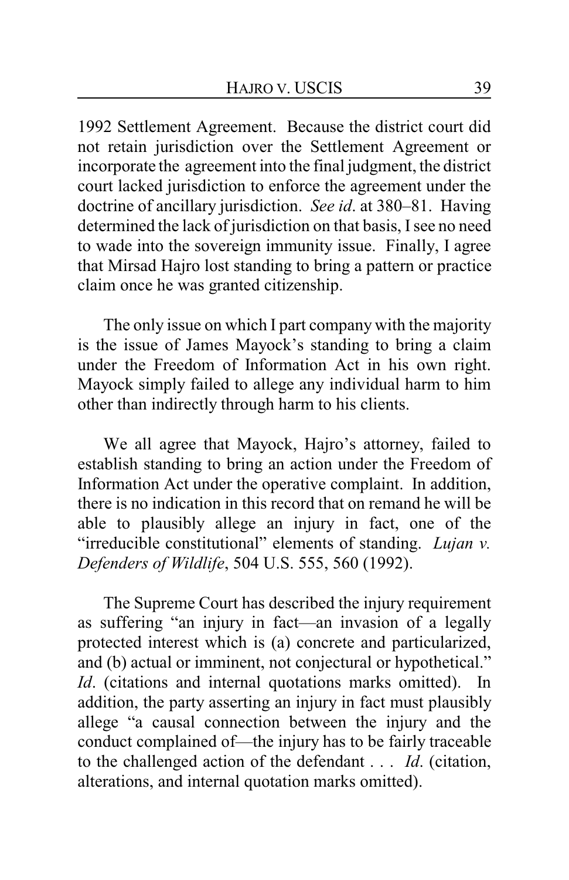1992 Settlement Agreement. Because the district court did not retain jurisdiction over the Settlement Agreement or incorporate the agreement into the final judgment, the district court lacked jurisdiction to enforce the agreement under the doctrine of ancillary jurisdiction. *See id*. at 380–81. Having determined the lack of jurisdiction on that basis, I see no need to wade into the sovereign immunity issue. Finally, I agree that Mirsad Hajro lost standing to bring a pattern or practice claim once he was granted citizenship.

The only issue on which I part company with the majority is the issue of James Mayock's standing to bring a claim under the Freedom of Information Act in his own right. Mayock simply failed to allege any individual harm to him other than indirectly through harm to his clients.

We all agree that Mayock, Hajro's attorney, failed to establish standing to bring an action under the Freedom of Information Act under the operative complaint. In addition, there is no indication in this record that on remand he will be able to plausibly allege an injury in fact, one of the "irreducible constitutional" elements of standing. *Lujan v. Defenders of Wildlife*, 504 U.S. 555, 560 (1992).

The Supreme Court has described the injury requirement as suffering "an injury in fact—an invasion of a legally protected interest which is (a) concrete and particularized, and (b) actual or imminent, not conjectural or hypothetical." *Id*. (citations and internal quotations marks omitted). In addition, the party asserting an injury in fact must plausibly allege "a causal connection between the injury and the conduct complained of—the injury has to be fairly traceable to the challenged action of the defendant . . . *Id*. (citation, alterations, and internal quotation marks omitted).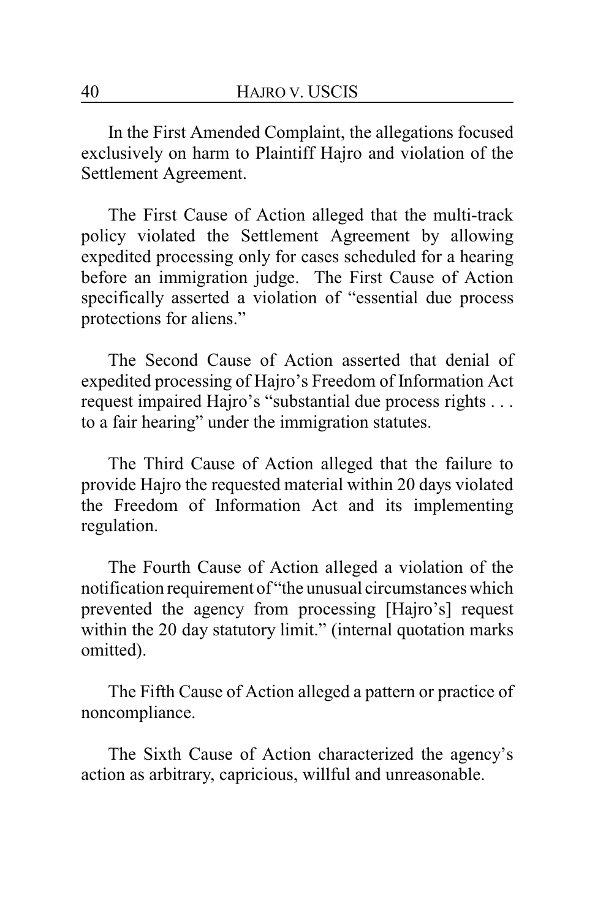In the First Amended Complaint, the allegations focused exclusively on harm to Plaintiff Hajro and violation of the Settlement Agreement.

The First Cause of Action alleged that the multi-track policy violated the Settlement Agreement by allowing expedited processing only for cases scheduled for a hearing before an immigration judge. The First Cause of Action specifically asserted a violation of "essential due process protections for aliens."

The Second Cause of Action asserted that denial of expedited processing of Hajro's Freedom of Information Act request impaired Hajro's "substantial due process rights . . . to a fair hearing" under the immigration statutes.

The Third Cause of Action alleged that the failure to provide Hajro the requested material within 20 days violated the Freedom of Information Act and its implementing regulation.

The Fourth Cause of Action alleged a violation of the notification requirement of "the unusual circumstances which prevented the agency from processing [Hajro's] request within the 20 day statutory limit." (internal quotation marks omitted).

The Fifth Cause of Action alleged a pattern or practice of noncompliance.

The Sixth Cause of Action characterized the agency's action as arbitrary, capricious, willful and unreasonable.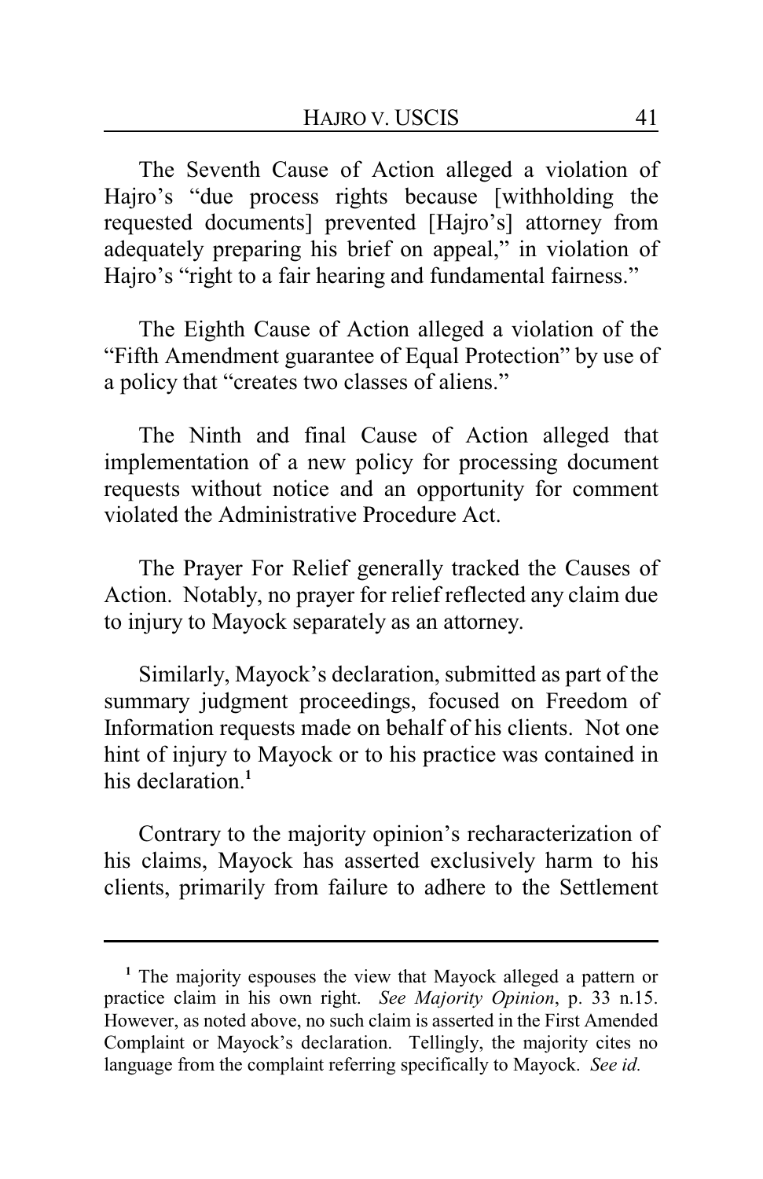The Seventh Cause of Action alleged a violation of Hajro's "due process rights because [withholding the requested documents] prevented [Hajro's] attorney from adequately preparing his brief on appeal," in violation of Hajro's "right to a fair hearing and fundamental fairness."

The Eighth Cause of Action alleged a violation of the "Fifth Amendment guarantee of Equal Protection" by use of a policy that "creates two classes of aliens."

The Ninth and final Cause of Action alleged that implementation of a new policy for processing document requests without notice and an opportunity for comment violated the Administrative Procedure Act.

The Prayer For Relief generally tracked the Causes of Action. Notably, no prayer for relief reflected any claim due to injury to Mayock separately as an attorney.

Similarly, Mayock's declaration, submitted as part of the summary judgment proceedings, focused on Freedom of Information requests made on behalf of his clients. Not one hint of injury to Mayock or to his practice was contained in his declaration.[1]

Contrary to the majority opinion's recharacterization of his claims, Mayock has asserted exclusively harm to his clients, primarily from failure to adhere to the Settlement

---

[1] The majority espouses the view that Mayock alleged a pattern or practice claim in his own right. *See Majority Opinion*, p. 33 n.15. However, as noted above, no such claim is asserted in the First Amended Complaint or Mayock's declaration. Tellingly, the majority cites no language from the complaint referring specifically to Mayock. *See id.*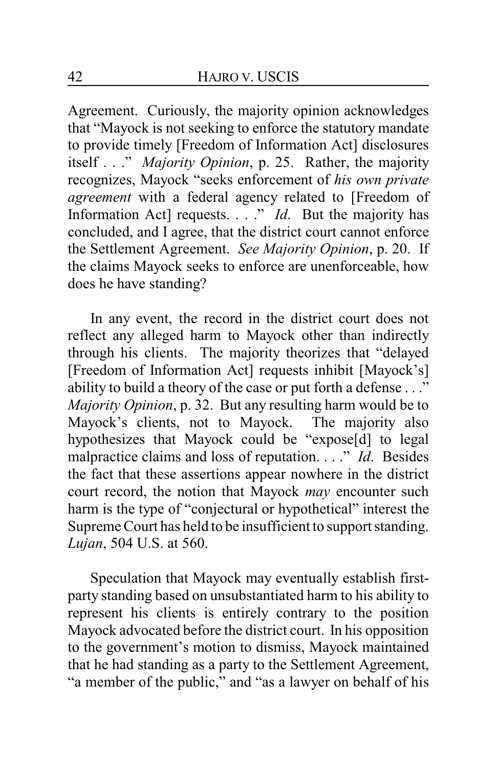Agreement. Curiously, the majority opinion acknowledges that "Mayock is not seeking to enforce the statutory mandate to provide timely [Freedom of Information Act] disclosures itself . . ." *Majority Opinion*, p. 25. Rather, the majority recognizes, Mayock "seeks enforcement of *his own private agreement* with a federal agency related to [Freedom of Information Act] requests. . . ." *Id*. But the majority has concluded, and I agree, that the district court cannot enforce the Settlement Agreement. *See Majority Opinion*, p. 20. If the claims Mayock seeks to enforce are unenforceable, how does he have standing?

In any event, the record in the district court does not reflect any alleged harm to Mayock other than indirectly through his clients. The majority theorizes that "delayed [Freedom of Information Act] requests inhibit [Mayock's] ability to build a theory of the case or put forth a defense . . ." *Majority Opinion*, p. 32. But any resulting harm would be to Mayock's clients, not to Mayock. The majority also hypothesizes that Mayock could be "expose[d] to legal malpractice claims and loss of reputation. . . ." *Id*. Besides the fact that these assertions appear nowhere in the district court record, the notion that Mayock *may* encounter such harm is the type of "conjectural or hypothetical" interest the Supreme Court has held to be insufficient to support standing. *Lujan*, 504 U.S. at 560.

Speculation that Mayock may eventually establish first-party standing based on unsubstantiated harm to his ability to represent his clients is entirely contrary to the position Mayock advocated before the district court. In his opposition to the government's motion to dismiss, Mayock maintained that he had standing as a party to the Settlement Agreement, "a member of the public," and "as a lawyer on behalf of his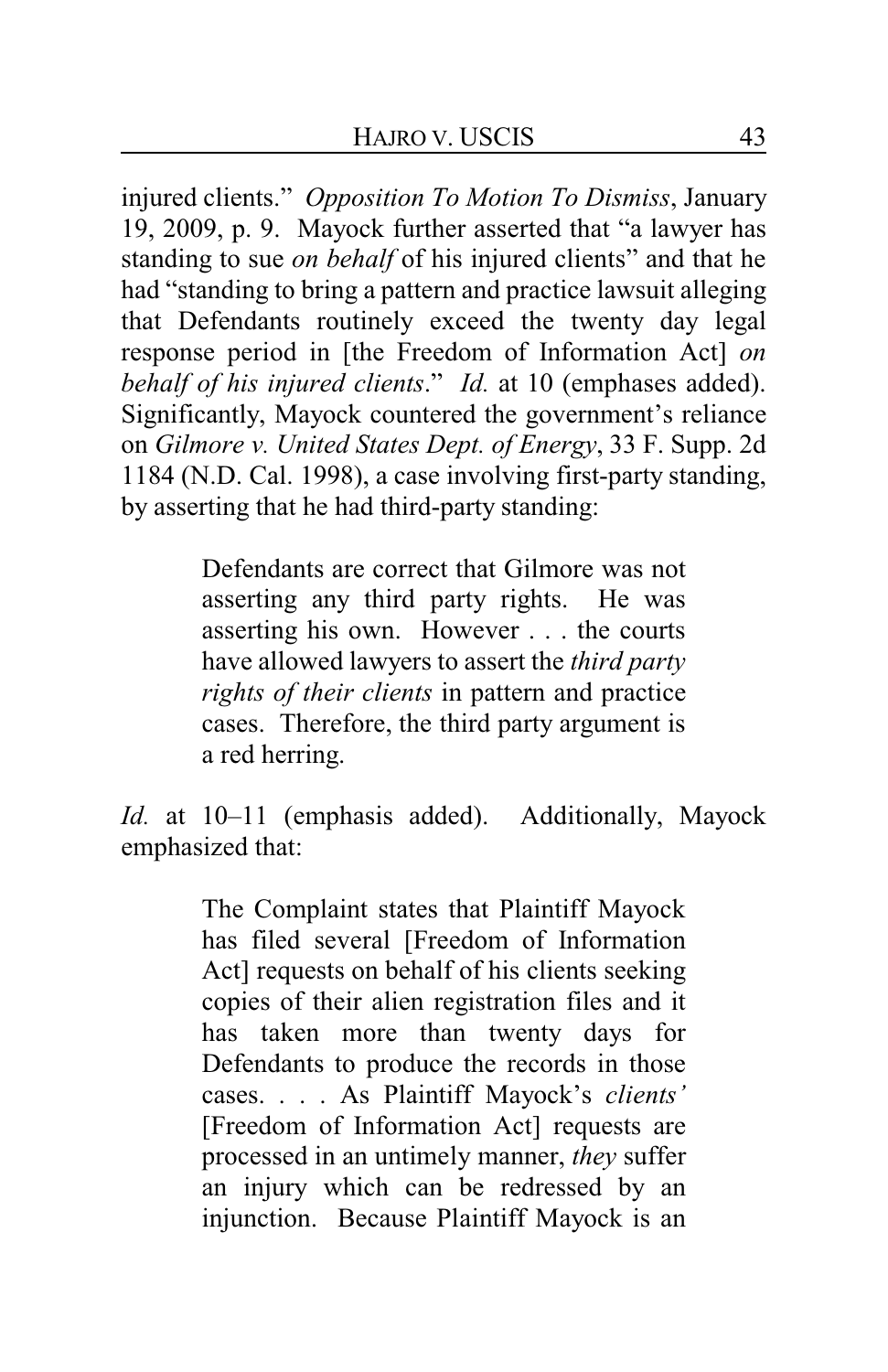injured clients." *Opposition To Motion To Dismiss*, January 19, 2009, p. 9. Mayock further asserted that "a lawyer has standing to sue *on behalf* of his injured clients" and that he had "standing to bring a pattern and practice lawsuit alleging that Defendants routinely exceed the twenty day legal response period in [the Freedom of Information Act] *on behalf of his injured clients*." *Id.* at 10 (emphases added). Significantly, Mayock countered the government's reliance on *Gilmore v. United States Dept. of Energy*, 33 F. Supp. 2d 1184 (N.D. Cal. 1998), a case involving first-party standing, by asserting that he had third-party standing:

> Defendants are correct that Gilmore was not asserting any third party rights. He was asserting his own. However . . . the courts have allowed lawyers to assert the *third party rights of their clients* in pattern and practice cases. Therefore, the third party argument is a red herring.

*Id.* at 10–11 (emphasis added). Additionally, Mayock emphasized that:

> The Complaint states that Plaintiff Mayock has filed several [Freedom of Information Act] requests on behalf of his clients seeking copies of their alien registration files and it has taken more than twenty days for Defendants to produce the records in those cases. . . . As Plaintiff Mayock's *clients'* [Freedom of Information Act] requests are processed in an untimely manner, *they* suffer an injury which can be redressed by an injunction. Because Plaintiff Mayock is an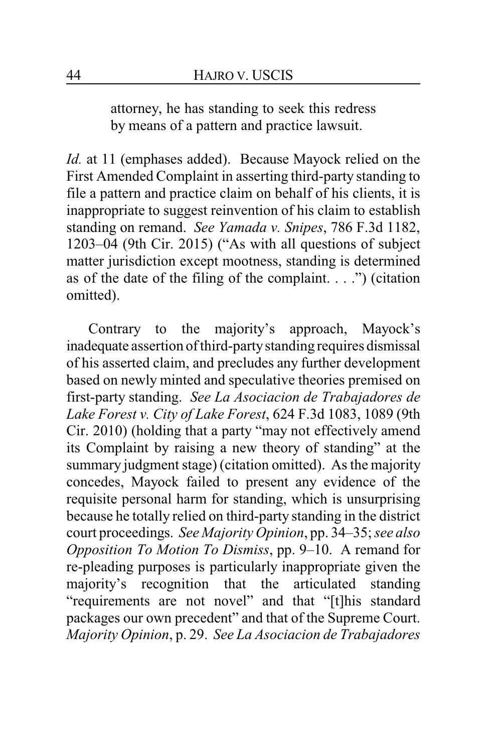> attorney, he has standing to seek this redress by means of a pattern and practice lawsuit.

*Id.* at 11 (emphases added). Because Mayock relied on the First Amended Complaint in asserting third-party standing to file a pattern and practice claim on behalf of his clients, it is inappropriate to suggest reinvention of his claim to establish standing on remand. *See Yamada v. Snipes*, 786 F.3d 1182, 1203–04 (9th Cir. 2015) ("As with all questions of subject matter jurisdiction except mootness, standing is determined as of the date of the filing of the complaint. . . .") (citation omitted).

Contrary to the majority's approach, Mayock's inadequate assertion of third-party standing requires dismissal of his asserted claim, and precludes any further development based on newly minted and speculative theories premised on first-party standing. *See La Asociacion de Trabajadores de Lake Forest v. City of Lake Forest*, 624 F.3d 1083, 1089 (9th Cir. 2010) (holding that a party "may not effectively amend its Complaint by raising a new theory of standing" at the summary judgment stage) (citation omitted). As the majority concedes, Mayock failed to present any evidence of the requisite personal harm for standing, which is unsurprising because he totally relied on third-party standing in the district court proceedings. *See Majority Opinion*, pp. 34–35; *see also Opposition To Motion To Dismiss*, pp. 9–10. A remand for re-pleading purposes is particularly inappropriate given the majority's recognition that the articulated standing "requirements are not novel" and that "[t]his standard packages our own precedent" and that of the Supreme Court. *Majority Opinion*, p. 29. *See La Asociacion de Trabajadores*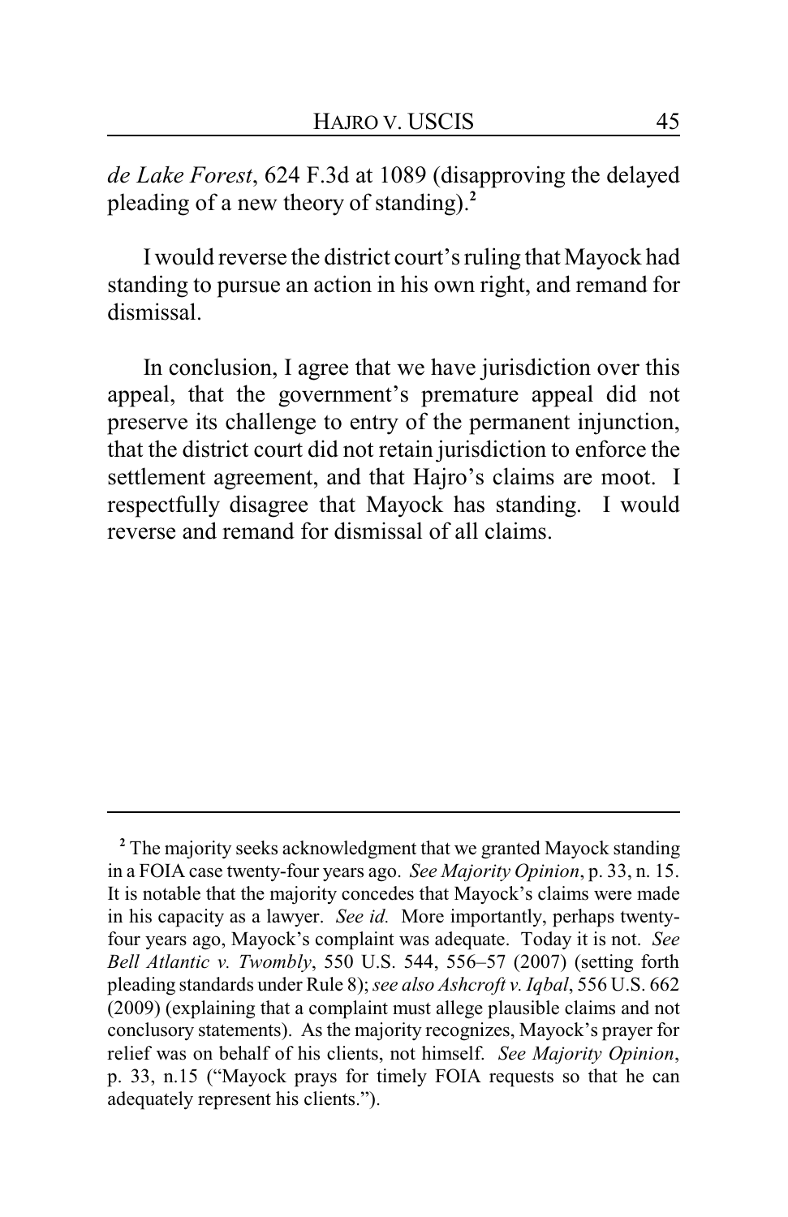*de Lake Forest*, 624 F.3d at 1089 (disapproving the delayed pleading of a new theory of standing).[2]

I would reverse the district court's ruling that Mayock had standing to pursue an action in his own right, and remand for dismissal.

In conclusion, I agree that we have jurisdiction over this appeal, that the government's premature appeal did not preserve its challenge to entry of the permanent injunction, that the district court did not retain jurisdiction to enforce the settlement agreement, and that Hajro's claims are moot. I respectfully disagree that Mayock has standing. I would reverse and remand for dismissal of all claims.

---

[2] The majority seeks acknowledgment that we granted Mayock standing in a FOIA case twenty-four years ago. *See Majority Opinion*, p. 33, n. 15. It is notable that the majority concedes that Mayock's claims were made in his capacity as a lawyer. *See id.* More importantly, perhaps twenty-four years ago, Mayock's complaint was adequate. Today it is not. *See Bell Atlantic v. Twombly*, 550 U.S. 544, 556–57 (2007) (setting forth pleading standards under Rule 8); *see also Ashcroft v. Iqbal*, 556 U.S. 662 (2009) (explaining that a complaint must allege plausible claims and not conclusory statements). As the majority recognizes, Mayock's prayer for relief was on behalf of his clients, not himself. *See Majority Opinion*, p. 33, n.15 ("Mayock prays for timely FOIA requests so that he can adequately represent his clients.").